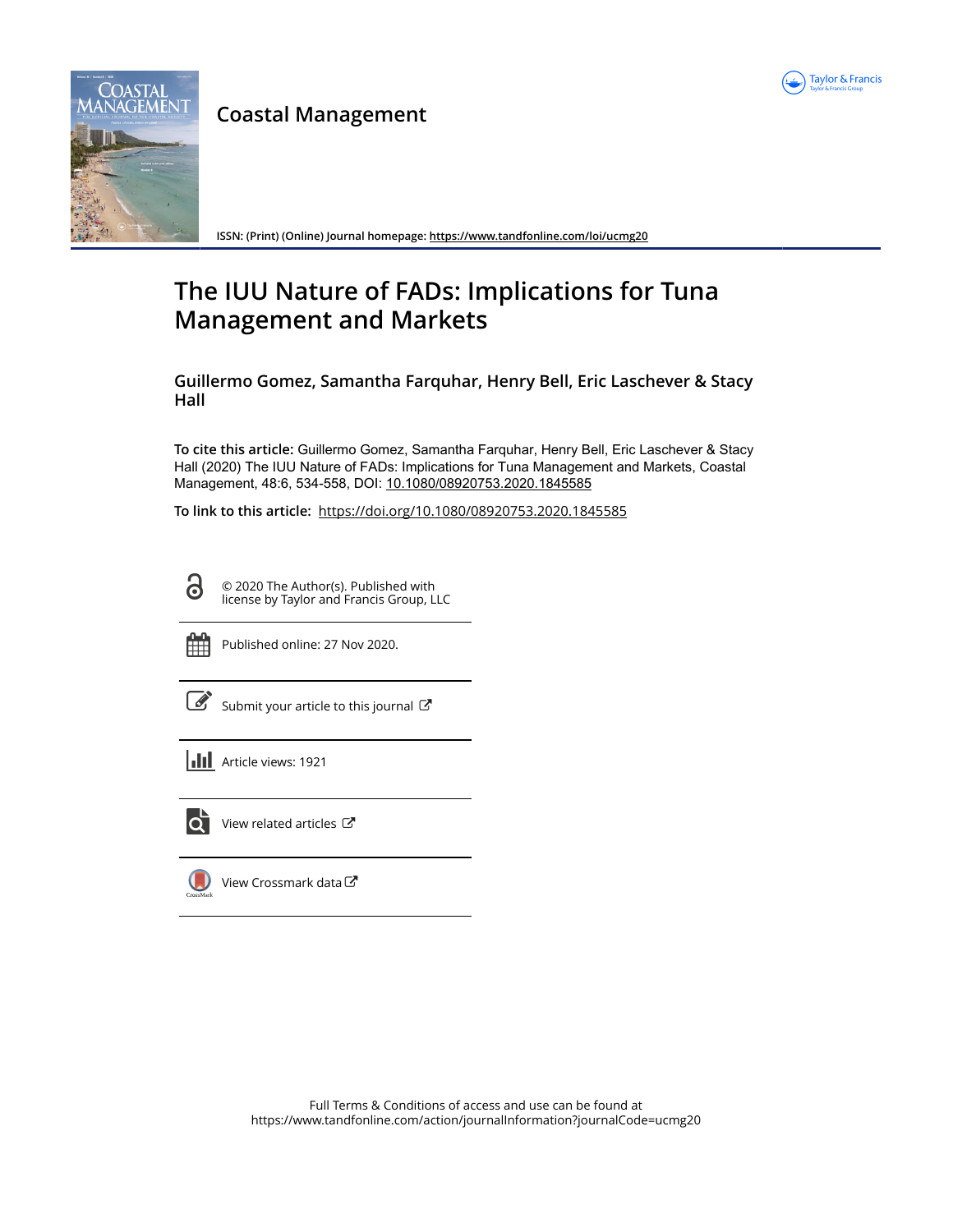# Coastal Management

ISSN: (Print) (Online) Journal homepage: https://www.tandfonline.com/loi/ucmg20

# The IUU Nature of FADs: Implications for Tuna Management and Markets

**Guillermo Gomez, Samantha Farquhar, Henry Bell, Eric Laschever & Stacy Hall**

**To cite this article:** Guillermo Gomez, Samantha Farquhar, Henry Bell, Eric Laschever & Stacy Hall (2020) The IUU Nature of FADs: Implications for Tuna Management and Markets, Coastal Management, 48:6, 534-558, DOI: 10.1080/08920753.2020.1845585

**To link to this article:** https://doi.org/10.1080/08920753.2020.1845585

© 2020 The Author(s). Published with license by Taylor and Francis Group, LLC

Published online: 27 Nov 2020.

Submit your article to this journal

Article views: 1921

View related articles

View Crossmark data

Full Terms & Conditions of access and use can be found at https://www.tandfonline.com/action/journalInformation?journalCode=ucmg20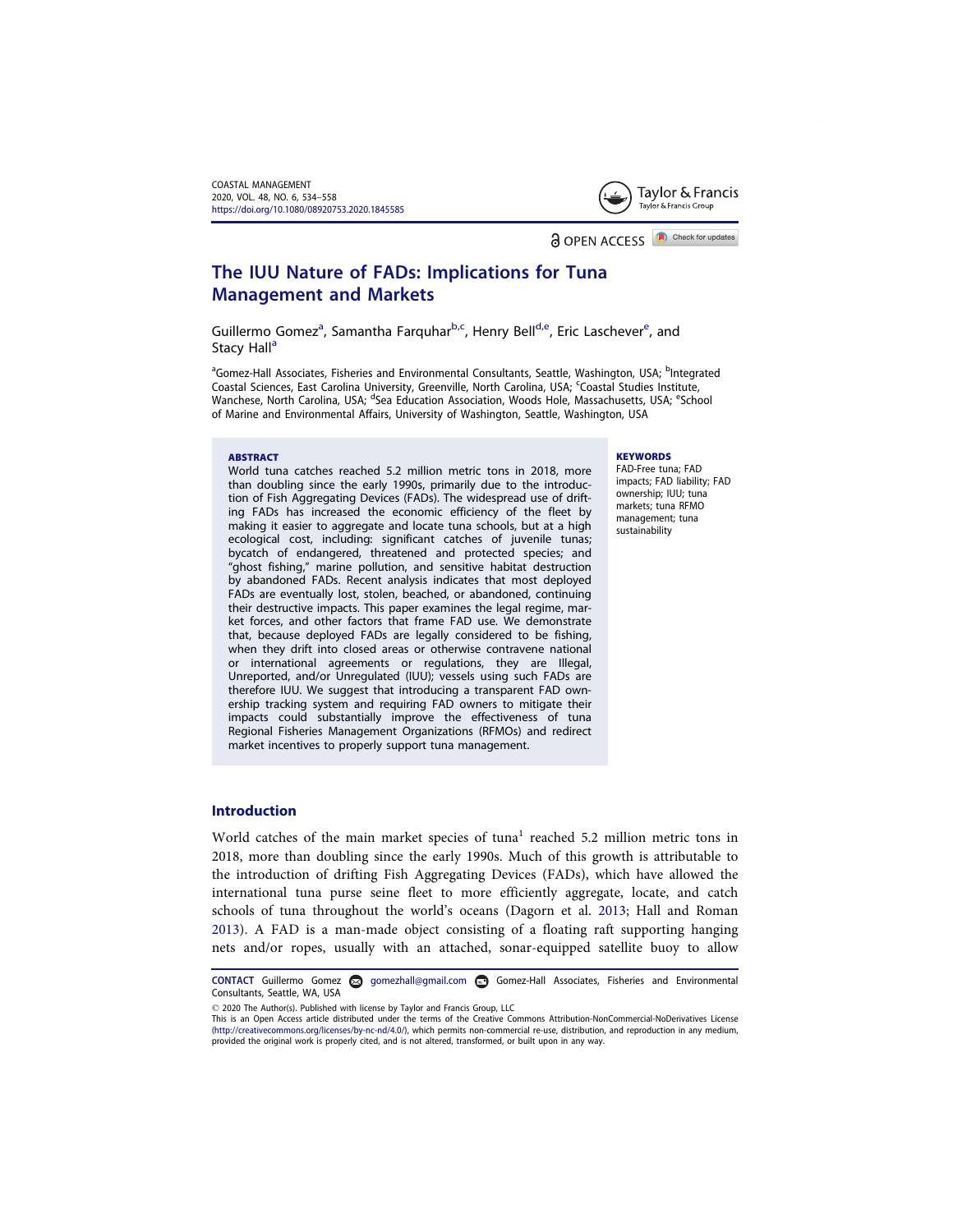# The IUU Nature of FADs: Implications for Tuna Management and Markets

Guillermo Gomez[a], Samantha Farquhar[b,c], Henry Bell[d,e], Eric Laschever[e], and Stacy Hall[a]

[a]Gomez-Hall Associates, Fisheries and Environmental Consultants, Seattle, Washington, USA; [b]Integrated Coastal Sciences, East Carolina University, Greenville, North Carolina, USA; [c]Coastal Studies Institute, Wanchese, North Carolina, USA; [d]Sea Education Association, Woods Hole, Massachusetts, USA; [e]School of Marine and Environmental Affairs, University of Washington, Seattle, Washington, USA

## ABSTRACT

World tuna catches reached 5.2 million metric tons in 2018, more than doubling since the early 1990s, primarily due to the introduction of Fish Aggregating Devices (FADs). The widespread use of drifting FADs has increased the economic efficiency of the fleet by making it easier to aggregate and locate tuna schools, but at a high ecological cost, including: significant catches of juvenile tunas; bycatch of endangered, threatened and protected species; and "ghost fishing," marine pollution, and sensitive habitat destruction by abandoned FADs. Recent analysis indicates that most deployed FADs are eventually lost, stolen, beached, or abandoned, continuing their destructive impacts. This paper examines the legal regime, market forces, and other factors that frame FAD use. We demonstrate that, because deployed FADs are legally considered to be fishing, when they drift into closed areas or otherwise contravene national or international agreements or regulations, they are Illegal, Unreported, and/or Unregulated (IUU); vessels using such FADs are therefore IUU. We suggest that introducing a transparent FAD ownership tracking system and requiring FAD owners to mitigate their impacts could substantially improve the effectiveness of tuna Regional Fisheries Management Organizations (RFMOs) and redirect market incentives to properly support tuna management.

## KEYWORDS

FAD-Free tuna; FAD impacts; FAD liability; FAD ownership; IUU; tuna markets; tuna RFMO management; tuna sustainability

## Introduction

World catches of the main market species of tuna[1] reached 5.2 million metric tons in 2018, more than doubling since the early 1990s. Much of this growth is attributable to the introduction of drifting Fish Aggregating Devices (FADs), which have allowed the international tuna purse seine fleet to more efficiently aggregate, locate, and catch schools of tuna throughout the world's oceans (Dagorn et al. 2013; Hall and Roman 2013). A FAD is a man-made object consisting of a floating raft supporting hanging nets and/or ropes, usually with an attached, sonar-equipped satellite buoy to allow

CONTACT Guillermo Gomez gomezhall@gmail.com Gomez-Hall Associates, Fisheries and Environmental Consultants, Seattle, WA, USA

© 2020 The Author(s). Published with license by Taylor and Francis Group, LLC

This is an Open Access article distributed under the terms of the Creative Commons Attribution-NonCommercial-NoDerivatives License (http://creativecommons.org/licenses/by-nc-nd/4.0/), which permits non-commercial re-use, distribution, and reproduction in any medium, provided the original work is properly cited, and is not altered, transformed, or built upon in any way.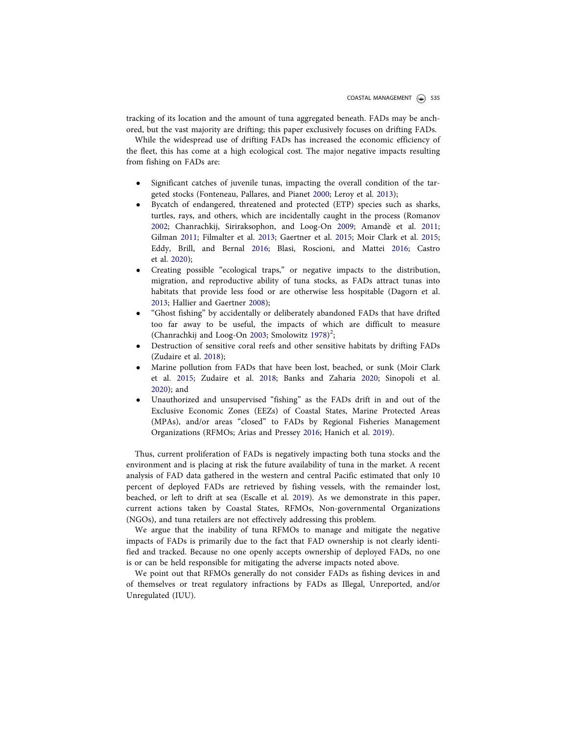tracking of its location and the amount of tuna aggregated beneath. FADs may be anchored, but the vast majority are drifting; this paper exclusively focuses on drifting FADs.

While the widespread use of drifting FADs has increased the economic efficiency of the fleet, this has come at a high ecological cost. The major negative impacts resulting from fishing on FADs are:

- Significant catches of juvenile tunas, impacting the overall condition of the targeted stocks (Fonteneau, Pallares, and Pianet 2000; Leroy et al. 2013);
- Bycatch of endangered, threatened and protected (ETP) species such as sharks, turtles, rays, and others, which are incidentally caught in the process (Romanov 2002; Chanrachkij, Siriraksophon, and Loog-On 2009; Amandè et al. 2011; Gilman 2011; Filmalter et al. 2013; Gaertner et al. 2015; Moir Clark et al. 2015; Eddy, Brill, and Bernal 2016; Blasi, Roscioni, and Mattei 2016; Castro et al. 2020);
- Creating possible "ecological traps," or negative impacts to the distribution, migration, and reproductive ability of tuna stocks, as FADs attract tunas into habitats that provide less food or are otherwise less hospitable (Dagorn et al. 2013; Hallier and Gaertner 2008);
- "Ghost fishing" by accidentally or deliberately abandoned FADs that have drifted too far away to be useful, the impacts of which are difficult to measure (Chanrachkij and Loog-On 2003; Smolowitz 1978)[2];
- Destruction of sensitive coral reefs and other sensitive habitats by drifting FADs (Zudaire et al. 2018);
- Marine pollution from FADs that have been lost, beached, or sunk (Moir Clark et al. 2015; Zudaire et al. 2018; Banks and Zaharia 2020; Sinopoli et al. 2020); and
- Unauthorized and unsupervised "fishing" as the FADs drift in and out of the Exclusive Economic Zones (EEZs) of Coastal States, Marine Protected Areas (MPAs), and/or areas "closed" to FADs by Regional Fisheries Management Organizations (RFMOs; Arias and Pressey 2016; Hanich et al. 2019).

Thus, current proliferation of FADs is negatively impacting both tuna stocks and the environment and is placing at risk the future availability of tuna in the market. A recent analysis of FAD data gathered in the western and central Pacific estimated that only 10 percent of deployed FADs are retrieved by fishing vessels, with the remainder lost, beached, or left to drift at sea (Escalle et al. 2019). As we demonstrate in this paper, current actions taken by Coastal States, RFMOs, Non-governmental Organizations (NGOs), and tuna retailers are not effectively addressing this problem.

We argue that the inability of tuna RFMOs to manage and mitigate the negative impacts of FADs is primarily due to the fact that FAD ownership is not clearly identified and tracked. Because no one openly accepts ownership of deployed FADs, no one is or can be held responsible for mitigating the adverse impacts noted above.

We point out that RFMOs generally do not consider FADs as fishing devices in and of themselves or treat regulatory infractions by FADs as Illegal, Unreported, and/or Unregulated (IUU).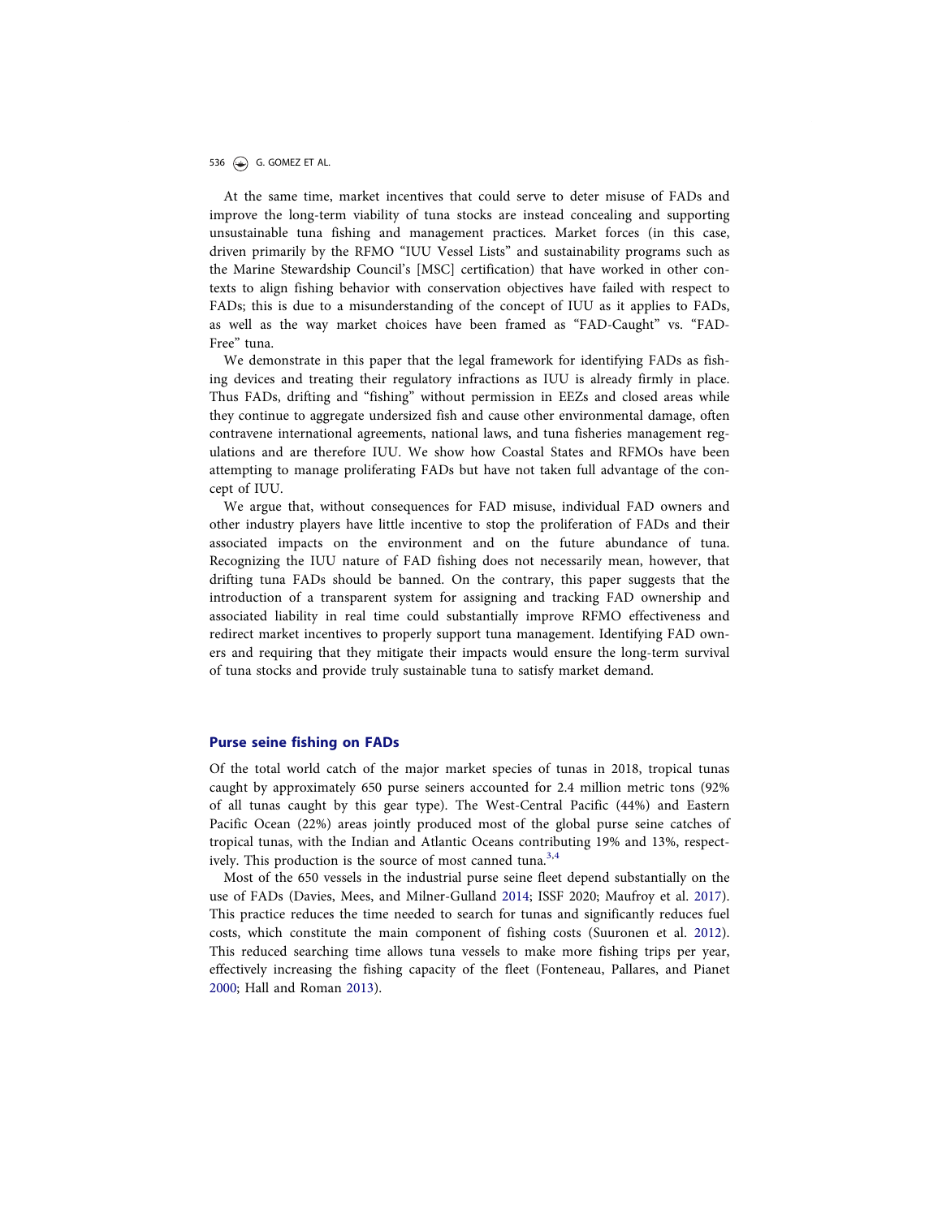At the same time, market incentives that could serve to deter misuse of FADs and improve the long-term viability of tuna stocks are instead concealing and supporting unsustainable tuna fishing and management practices. Market forces (in this case, driven primarily by the RFMO "IUU Vessel Lists" and sustainability programs such as the Marine Stewardship Council's [MSC] certification) that have worked in other contexts to align fishing behavior with conservation objectives have failed with respect to FADs; this is due to a misunderstanding of the concept of IUU as it applies to FADs, as well as the way market choices have been framed as "FAD-Caught" vs. "FAD-Free" tuna.

We demonstrate in this paper that the legal framework for identifying FADs as fishing devices and treating their regulatory infractions as IUU is already firmly in place. Thus FADs, drifting and "fishing" without permission in EEZs and closed areas while they continue to aggregate undersized fish and cause other environmental damage, often contravene international agreements, national laws, and tuna fisheries management regulations and are therefore IUU. We show how Coastal States and RFMOs have been attempting to manage proliferating FADs but have not taken full advantage of the concept of IUU.

We argue that, without consequences for FAD misuse, individual FAD owners and other industry players have little incentive to stop the proliferation of FADs and their associated impacts on the environment and on the future abundance of tuna. Recognizing the IUU nature of FAD fishing does not necessarily mean, however, that drifting tuna FADs should be banned. On the contrary, this paper suggests that the introduction of a transparent system for assigning and tracking FAD ownership and associated liability in real time could substantially improve RFMO effectiveness and redirect market incentives to properly support tuna management. Identifying FAD owners and requiring that they mitigate their impacts would ensure the long-term survival of tuna stocks and provide truly sustainable tuna to satisfy market demand.

## Purse seine fishing on FADs

Of the total world catch of the major market species of tunas in 2018, tropical tunas caught by approximately 650 purse seiners accounted for 2.4 million metric tons (92% of all tunas caught by this gear type). The West-Central Pacific (44%) and Eastern Pacific Ocean (22%) areas jointly produced most of the global purse seine catches of tropical tunas, with the Indian and Atlantic Oceans contributing 19% and 13%, respectively. This production is the source of most canned tuna.[3,4]

Most of the 650 vessels in the industrial purse seine fleet depend substantially on the use of FADs (Davies, Mees, and Milner-Gulland 2014; ISSF 2020; Maufroy et al. 2017). This practice reduces the time needed to search for tunas and significantly reduces fuel costs, which constitute the main component of fishing costs (Suuronen et al. 2012). This reduced searching time allows tuna vessels to make more fishing trips per year, effectively increasing the fishing capacity of the fleet (Fonteneau, Pallares, and Pianet 2000; Hall and Roman 2013).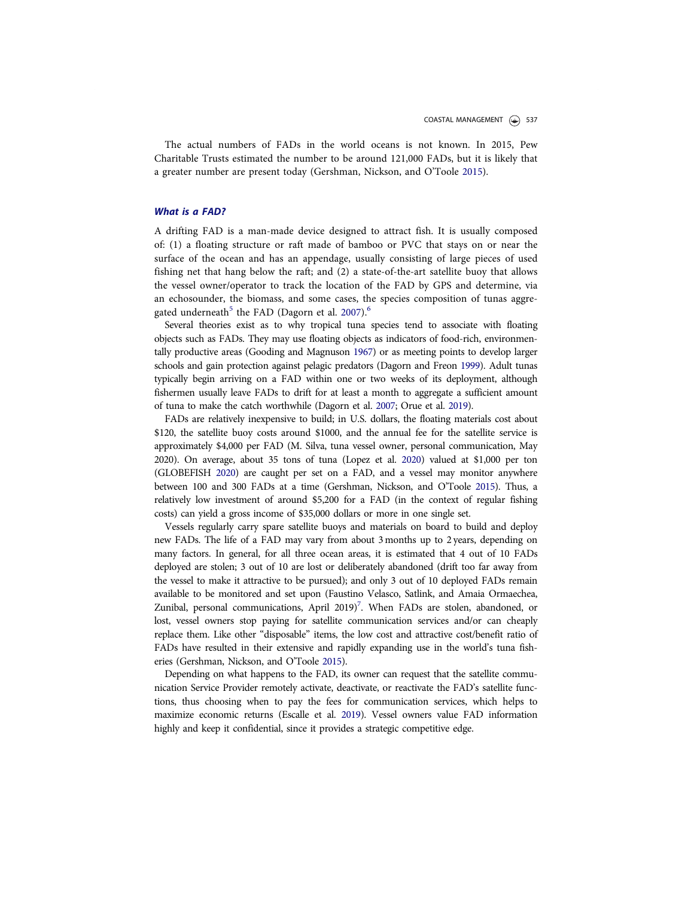The actual numbers of FADs in the world oceans is not known. In 2015, Pew Charitable Trusts estimated the number to be around 121,000 FADs, but it is likely that a greater number are present today (Gershman, Nickson, and O'Toole 2015).

### *What is a FAD?*

A drifting FAD is a man-made device designed to attract fish. It is usually composed of: (1) a floating structure or raft made of bamboo or PVC that stays on or near the surface of the ocean and has an appendage, usually consisting of large pieces of used fishing net that hang below the raft; and (2) a state-of-the-art satellite buoy that allows the vessel owner/operator to track the location of the FAD by GPS and determine, via an echosounder, the biomass, and some cases, the species composition of tunas aggregated underneath[5] the FAD (Dagorn et al. 2007).[6]

Several theories exist as to why tropical tuna species tend to associate with floating objects such as FADs. They may use floating objects as indicators of food-rich, environmentally productive areas (Gooding and Magnuson 1967) or as meeting points to develop larger schools and gain protection against pelagic predators (Dagorn and Freon 1999). Adult tunas typically begin arriving on a FAD within one or two weeks of its deployment, although fishermen usually leave FADs to drift for at least a month to aggregate a sufficient amount of tuna to make the catch worthwhile (Dagorn et al. 2007; Orue et al. 2019).

FADs are relatively inexpensive to build; in U.S. dollars, the floating materials cost about $120, the satellite buoy costs around $1000, and the annual fee for the satellite service is approximately $4,000 per FAD (M. Silva, tuna vessel owner, personal communication, May 2020). On average, about 35 tons of tuna (Lopez et al. 2020) valued at $1,000 per ton (GLOBEFISH 2020) are caught per set on a FAD, and a vessel may monitor anywhere between 100 and 300 FADs at a time (Gershman, Nickson, and O'Toole 2015). Thus, a relatively low investment of around $5,200 for a FAD (in the context of regular fishing costs) can yield a gross income of $35,000 dollars or more in one single set.

Vessels regularly carry spare satellite buoys and materials on board to build and deploy new FADs. The life of a FAD may vary from about 3 months up to 2 years, depending on many factors. In general, for all three ocean areas, it is estimated that 4 out of 10 FADs deployed are stolen; 3 out of 10 are lost or deliberately abandoned (drift too far away from the vessel to make it attractive to be pursued); and only 3 out of 10 deployed FADs remain available to be monitored and set upon (Faustino Velasco, Satlink, and Amaia Ormaechea, Zunibal, personal communications, April 2019)[7]. When FADs are stolen, abandoned, or lost, vessel owners stop paying for satellite communication services and/or can cheaply replace them. Like other "disposable" items, the low cost and attractive cost/benefit ratio of FADs have resulted in their extensive and rapidly expanding use in the world's tuna fisheries (Gershman, Nickson, and O'Toole 2015).

Depending on what happens to the FAD, its owner can request that the satellite communication Service Provider remotely activate, deactivate, or reactivate the FAD's satellite functions, thus choosing when to pay the fees for communication services, which helps to maximize economic returns (Escalle et al. 2019). Vessel owners value FAD information highly and keep it confidential, since it provides a strategic competitive edge.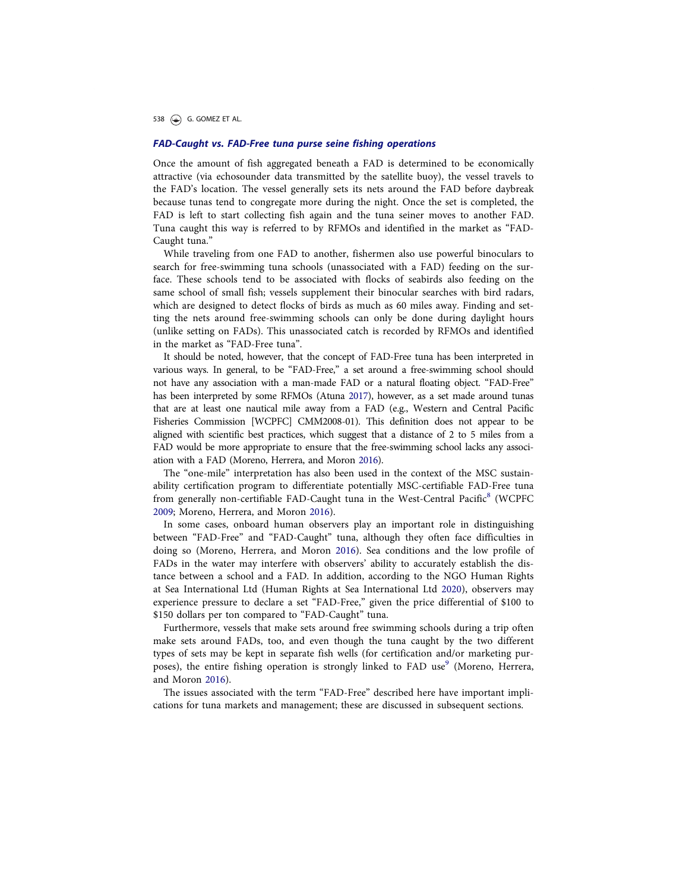## *FAD-Caught vs. FAD-Free tuna purse seine fishing operations*

Once the amount of fish aggregated beneath a FAD is determined to be economically attractive (via echosounder data transmitted by the satellite buoy), the vessel travels to the FAD's location. The vessel generally sets its nets around the FAD before daybreak because tunas tend to congregate more during the night. Once the set is completed, the FAD is left to start collecting fish again and the tuna seiner moves to another FAD. Tuna caught this way is referred to by RFMOs and identified in the market as "FAD-Caught tuna."

While traveling from one FAD to another, fishermen also use powerful binoculars to search for free-swimming tuna schools (unassociated with a FAD) feeding on the surface. These schools tend to be associated with flocks of seabirds also feeding on the same school of small fish; vessels supplement their binocular searches with bird radars, which are designed to detect flocks of birds as much as 60 miles away. Finding and setting the nets around free-swimming schools can only be done during daylight hours (unlike setting on FADs). This unassociated catch is recorded by RFMOs and identified in the market as "FAD-Free tuna".

It should be noted, however, that the concept of FAD-Free tuna has been interpreted in various ways. In general, to be "FAD-Free," a set around a free-swimming school should not have any association with a man-made FAD or a natural floating object. "FAD-Free" has been interpreted by some RFMOs (Atuna 2017), however, as a set made around tunas that are at least one nautical mile away from a FAD (e.g., Western and Central Pacific Fisheries Commission [WCPFC] CMM2008-01). This definition does not appear to be aligned with scientific best practices, which suggest that a distance of 2 to 5 miles from a FAD would be more appropriate to ensure that the free-swimming school lacks any association with a FAD (Moreno, Herrera, and Moron 2016).

The "one-mile" interpretation has also been used in the context of the MSC sustainability certification program to differentiate potentially MSC-certifiable FAD-Free tuna from generally non-certifiable FAD-Caught tuna in the West-Central Pacific[8] (WCPFC 2009; Moreno, Herrera, and Moron 2016).

In some cases, onboard human observers play an important role in distinguishing between "FAD-Free" and "FAD-Caught" tuna, although they often face difficulties in doing so (Moreno, Herrera, and Moron 2016). Sea conditions and the low profile of FADs in the water may interfere with observers' ability to accurately establish the distance between a school and a FAD. In addition, according to the NGO Human Rights at Sea International Ltd (Human Rights at Sea International Ltd 2020), observers may experience pressure to declare a set "FAD-Free," given the price differential of $100 to $150 dollars per ton compared to "FAD-Caught" tuna.

Furthermore, vessels that make sets around free swimming schools during a trip often make sets around FADs, too, and even though the tuna caught by the two different types of sets may be kept in separate fish wells (for certification and/or marketing purposes), the entire fishing operation is strongly linked to FAD use[9] (Moreno, Herrera, and Moron 2016).

The issues associated with the term "FAD-Free" described here have important implications for tuna markets and management; these are discussed in subsequent sections.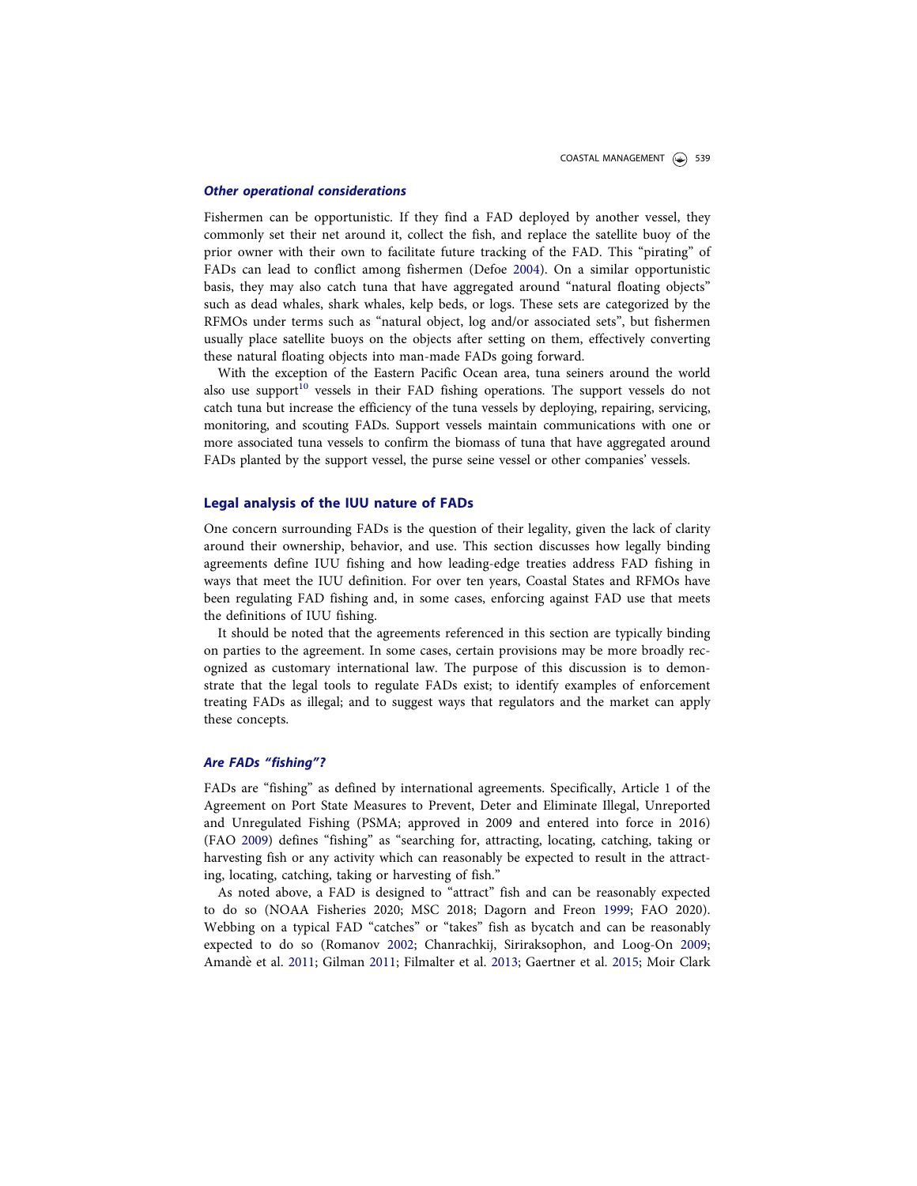### *Other operational considerations*

Fishermen can be opportunistic. If they find a FAD deployed by another vessel, they commonly set their net around it, collect the fish, and replace the satellite buoy of the prior owner with their own to facilitate future tracking of the FAD. This "pirating" of FADs can lead to conflict among fishermen (Defoe 2004). On a similar opportunistic basis, they may also catch tuna that have aggregated around "natural floating objects" such as dead whales, shark whales, kelp beds, or logs. These sets are categorized by the RFMOs under terms such as "natural object, log and/or associated sets", but fishermen usually place satellite buoys on the objects after setting on them, effectively converting these natural floating objects into man-made FADs going forward.

With the exception of the Eastern Pacific Ocean area, tuna seiners around the world also use support[10] vessels in their FAD fishing operations. The support vessels do not catch tuna but increase the efficiency of the tuna vessels by deploying, repairing, servicing, monitoring, and scouting FADs. Support vessels maintain communications with one or more associated tuna vessels to confirm the biomass of tuna that have aggregated around FADs planted by the support vessel, the purse seine vessel or other companies' vessels.

## Legal analysis of the IUU nature of FADs

One concern surrounding FADs is the question of their legality, given the lack of clarity around their ownership, behavior, and use. This section discusses how legally binding agreements define IUU fishing and how leading-edge treaties address FAD fishing in ways that meet the IUU definition. For over ten years, Coastal States and RFMOs have been regulating FAD fishing and, in some cases, enforcing against FAD use that meets the definitions of IUU fishing.

It should be noted that the agreements referenced in this section are typically binding on parties to the agreement. In some cases, certain provisions may be more broadly recognized as customary international law. The purpose of this discussion is to demonstrate that the legal tools to regulate FADs exist; to identify examples of enforcement treating FADs as illegal; and to suggest ways that regulators and the market can apply these concepts.

### *Are FADs "fishing"?*

FADs are "fishing" as defined by international agreements. Specifically, Article 1 of the Agreement on Port State Measures to Prevent, Deter and Eliminate Illegal, Unreported and Unregulated Fishing (PSMA; approved in 2009 and entered into force in 2016) (FAO 2009) defines "fishing" as "searching for, attracting, locating, catching, taking or harvesting fish or any activity which can reasonably be expected to result in the attracting, locating, catching, taking or harvesting of fish."

As noted above, a FAD is designed to "attract" fish and can be reasonably expected to do so (NOAA Fisheries 2020; MSC 2018; Dagorn and Freon 1999; FAO 2020). Webbing on a typical FAD "catches" or "takes" fish as bycatch and can be reasonably expected to do so (Romanov 2002; Chanrachkij, Siriraksophon, and Loog-On 2009; Amandè et al. 2011; Gilman 2011; Filmalter et al. 2013; Gaertner et al. 2015; Moir Clark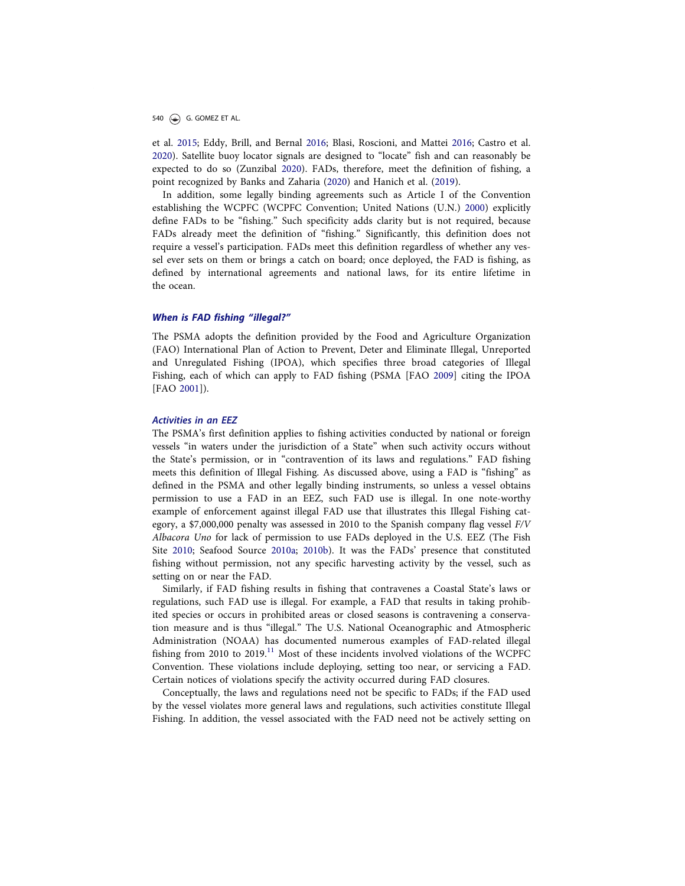et al. 2015; Eddy, Brill, and Bernal 2016; Blasi, Roscioni, and Mattei 2016; Castro et al. 2020). Satellite buoy locator signals are designed to "locate" fish and can reasonably be expected to do so (Zunzibal 2020). FADs, therefore, meet the definition of fishing, a point recognized by Banks and Zaharia (2020) and Hanich et al. (2019).

In addition, some legally binding agreements such as Article I of the Convention establishing the WCPFC (WCPFC Convention; United Nations (U.N.) 2000) explicitly define FADs to be "fishing." Such specificity adds clarity but is not required, because FADs already meet the definition of "fishing." Significantly, this definition does not require a vessel's participation. FADs meet this definition regardless of whether any vessel ever sets on them or brings a catch on board; once deployed, the FAD is fishing, as defined by international agreements and national laws, for its entire lifetime in the ocean.

### *When is FAD fishing "illegal?"*

The PSMA adopts the definition provided by the Food and Agriculture Organization (FAO) International Plan of Action to Prevent, Deter and Eliminate Illegal, Unreported and Unregulated Fishing (IPOA), which specifies three broad categories of Illegal Fishing, each of which can apply to FAD fishing (PSMA [FAO 2009] citing the IPOA [FAO 2001]).

### *Activities in an EEZ*

The PSMA's first definition applies to fishing activities conducted by national or foreign vessels "in waters under the jurisdiction of a State" when such activity occurs without the State's permission, or in "contravention of its laws and regulations." FAD fishing meets this definition of Illegal Fishing. As discussed above, using a FAD is "fishing" as defined in the PSMA and other legally binding instruments, so unless a vessel obtains permission to use a FAD in an EEZ, such FAD use is illegal. In one note-worthy example of enforcement against illegal FAD use that illustrates this Illegal Fishing category, a $7,000,000 penalty was assessed in 2010 to the Spanish company flag vessel *F/V Albacora Uno* for lack of permission to use FADs deployed in the U.S. EEZ (The Fish Site 2010; Seafood Source 2010a; 2010b). It was the FADs' presence that constituted fishing without permission, not any specific harvesting activity by the vessel, such as setting on or near the FAD.

Similarly, if FAD fishing results in fishing that contravenes a Coastal State's laws or regulations, such FAD use is illegal. For example, a FAD that results in taking prohibited species or occurs in prohibited areas or closed seasons is contravening a conservation measure and is thus "illegal." The U.S. National Oceanographic and Atmospheric Administration (NOAA) has documented numerous examples of FAD-related illegal fishing from 2010 to 2019.[11] Most of these incidents involved violations of the WCPFC Convention. These violations include deploying, setting too near, or servicing a FAD. Certain notices of violations specify the activity occurred during FAD closures.

Conceptually, the laws and regulations need not be specific to FADs; if the FAD used by the vessel violates more general laws and regulations, such activities constitute Illegal Fishing. In addition, the vessel associated with the FAD need not be actively setting on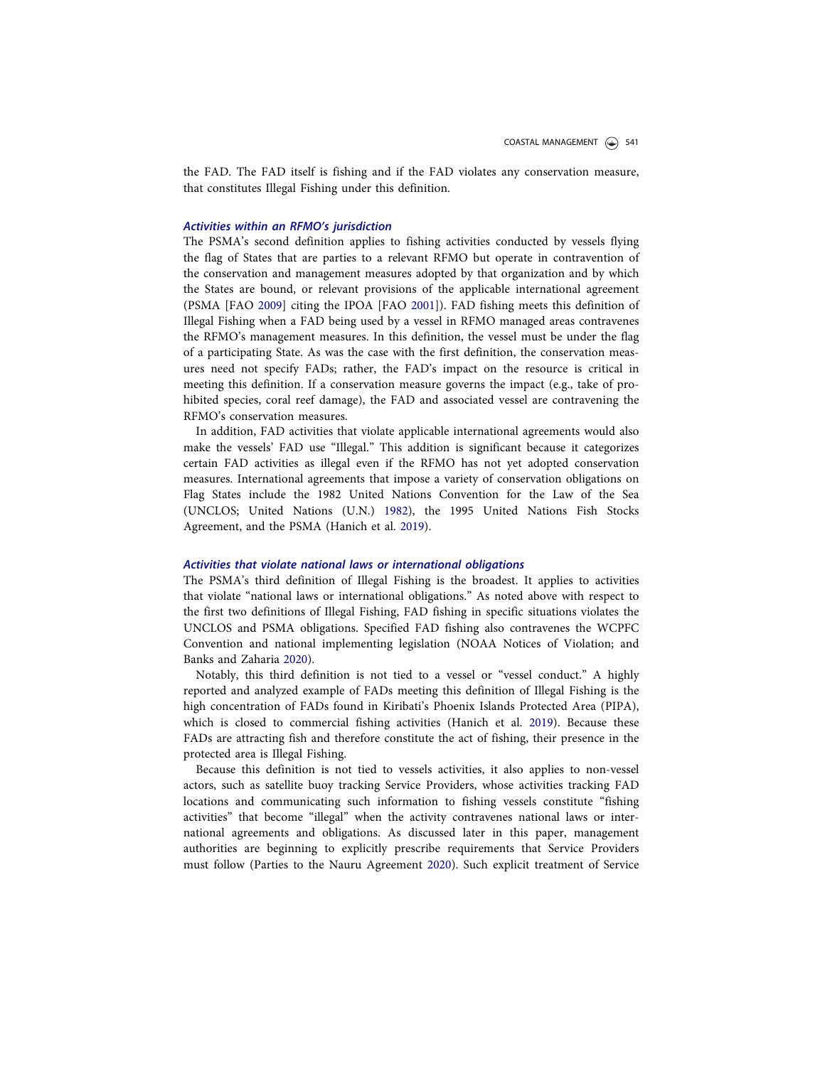the FAD. The FAD itself is fishing and if the FAD violates any conservation measure, that constitutes Illegal Fishing under this definition.

### *Activities within an RFMO's jurisdiction*

The PSMA's second definition applies to fishing activities conducted by vessels flying the flag of States that are parties to a relevant RFMO but operate in contravention of the conservation and management measures adopted by that organization and by which the States are bound, or relevant provisions of the applicable international agreement (PSMA [FAO 2009] citing the IPOA [FAO 2001]). FAD fishing meets this definition of Illegal Fishing when a FAD being used by a vessel in RFMO managed areas contravenes the RFMO's management measures. In this definition, the vessel must be under the flag of a participating State. As was the case with the first definition, the conservation measures need not specify FADs; rather, the FAD's impact on the resource is critical in meeting this definition. If a conservation measure governs the impact (e.g., take of prohibited species, coral reef damage), the FAD and associated vessel are contravening the RFMO's conservation measures.

In addition, FAD activities that violate applicable international agreements would also make the vessels' FAD use "Illegal." This addition is significant because it categorizes certain FAD activities as illegal even if the RFMO has not yet adopted conservation measures. International agreements that impose a variety of conservation obligations on Flag States include the 1982 United Nations Convention for the Law of the Sea (UNCLOS; United Nations (U.N.) 1982), the 1995 United Nations Fish Stocks Agreement, and the PSMA (Hanich et al. 2019).

### *Activities that violate national laws or international obligations*

The PSMA's third definition of Illegal Fishing is the broadest. It applies to activities that violate "national laws or international obligations." As noted above with respect to the first two definitions of Illegal Fishing, FAD fishing in specific situations violates the UNCLOS and PSMA obligations. Specified FAD fishing also contravenes the WCPFC Convention and national implementing legislation (NOAA Notices of Violation; and Banks and Zaharia 2020).

Notably, this third definition is not tied to a vessel or "vessel conduct." A highly reported and analyzed example of FADs meeting this definition of Illegal Fishing is the high concentration of FADs found in Kiribati's Phoenix Islands Protected Area (PIPA), which is closed to commercial fishing activities (Hanich et al. 2019). Because these FADs are attracting fish and therefore constitute the act of fishing, their presence in the protected area is Illegal Fishing.

Because this definition is not tied to vessels activities, it also applies to non-vessel actors, such as satellite buoy tracking Service Providers, whose activities tracking FAD locations and communicating such information to fishing vessels constitute "fishing activities" that become "illegal" when the activity contravenes national laws or international agreements and obligations. As discussed later in this paper, management authorities are beginning to explicitly prescribe requirements that Service Providers must follow (Parties to the Nauru Agreement 2020). Such explicit treatment of Service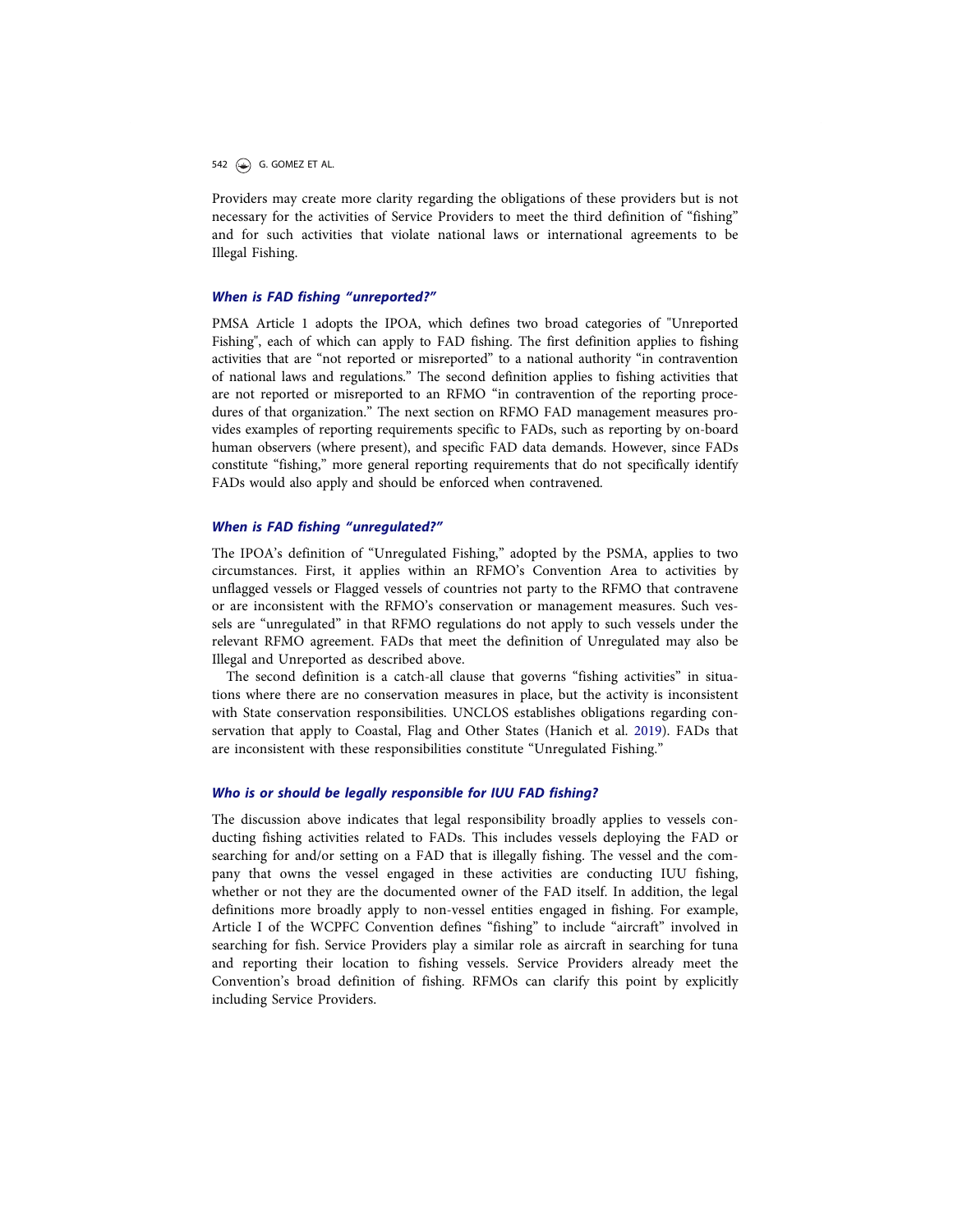Providers may create more clarity regarding the obligations of these providers but is not necessary for the activities of Service Providers to meet the third definition of "fishing" and for such activities that violate national laws or international agreements to be Illegal Fishing.

### *When is FAD fishing "unreported?"*

PMSA Article 1 adopts the IPOA, which defines two broad categories of "Unreported Fishing", each of which can apply to FAD fishing. The first definition applies to fishing activities that are "not reported or misreported" to a national authority "in contravention of national laws and regulations." The second definition applies to fishing activities that are not reported or misreported to an RFMO "in contravention of the reporting procedures of that organization." The next section on RFMO FAD management measures provides examples of reporting requirements specific to FADs, such as reporting by on-board human observers (where present), and specific FAD data demands. However, since FADs constitute "fishing," more general reporting requirements that do not specifically identify FADs would also apply and should be enforced when contravened.

### *When is FAD fishing "unregulated?"*

The IPOA's definition of "Unregulated Fishing," adopted by the PSMA, applies to two circumstances. First, it applies within an RFMO's Convention Area to activities by unflagged vessels or Flagged vessels of countries not party to the RFMO that contravene or are inconsistent with the RFMO's conservation or management measures. Such vessels are "unregulated" in that RFMO regulations do not apply to such vessels under the relevant RFMO agreement. FADs that meet the definition of Unregulated may also be Illegal and Unreported as described above.

The second definition is a catch-all clause that governs "fishing activities" in situations where there are no conservation measures in place, but the activity is inconsistent with State conservation responsibilities. UNCLOS establishes obligations regarding conservation that apply to Coastal, Flag and Other States (Hanich et al. 2019). FADs that are inconsistent with these responsibilities constitute "Unregulated Fishing."

### *Who is or should be legally responsible for IUU FAD fishing?*

The discussion above indicates that legal responsibility broadly applies to vessels conducting fishing activities related to FADs. This includes vessels deploying the FAD or searching for and/or setting on a FAD that is illegally fishing. The vessel and the company that owns the vessel engaged in these activities are conducting IUU fishing, whether or not they are the documented owner of the FAD itself. In addition, the legal definitions more broadly apply to non-vessel entities engaged in fishing. For example, Article I of the WCPFC Convention defines "fishing" to include "aircraft" involved in searching for fish. Service Providers play a similar role as aircraft in searching for tuna and reporting their location to fishing vessels. Service Providers already meet the Convention's broad definition of fishing. RFMOs can clarify this point by explicitly including Service Providers.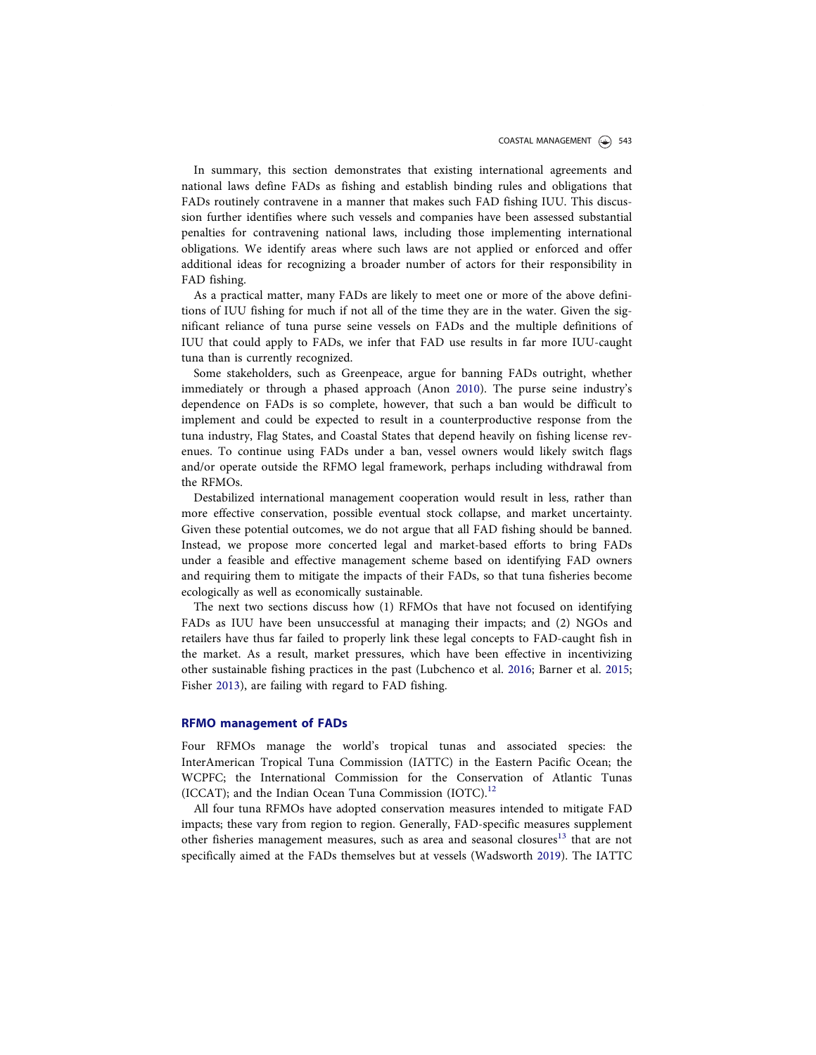In summary, this section demonstrates that existing international agreements and national laws define FADs as fishing and establish binding rules and obligations that FADs routinely contravene in a manner that makes such FAD fishing IUU. This discussion further identifies where such vessels and companies have been assessed substantial penalties for contravening national laws, including those implementing international obligations. We identify areas where such laws are not applied or enforced and offer additional ideas for recognizing a broader number of actors for their responsibility in FAD fishing.

As a practical matter, many FADs are likely to meet one or more of the above definitions of IUU fishing for much if not all of the time they are in the water. Given the significant reliance of tuna purse seine vessels on FADs and the multiple definitions of IUU that could apply to FADs, we infer that FAD use results in far more IUU-caught tuna than is currently recognized.

Some stakeholders, such as Greenpeace, argue for banning FADs outright, whether immediately or through a phased approach (Anon 2010). The purse seine industry's dependence on FADs is so complete, however, that such a ban would be difficult to implement and could be expected to result in a counterproductive response from the tuna industry, Flag States, and Coastal States that depend heavily on fishing license revenues. To continue using FADs under a ban, vessel owners would likely switch flags and/or operate outside the RFMO legal framework, perhaps including withdrawal from the RFMOs.

Destabilized international management cooperation would result in less, rather than more effective conservation, possible eventual stock collapse, and market uncertainty. Given these potential outcomes, we do not argue that all FAD fishing should be banned. Instead, we propose more concerted legal and market-based efforts to bring FADs under a feasible and effective management scheme based on identifying FAD owners and requiring them to mitigate the impacts of their FADs, so that tuna fisheries become ecologically as well as economically sustainable.

The next two sections discuss how (1) RFMOs that have not focused on identifying FADs as IUU have been unsuccessful at managing their impacts; and (2) NGOs and retailers have thus far failed to properly link these legal concepts to FAD-caught fish in the market. As a result, market pressures, which have been effective in incentivizing other sustainable fishing practices in the past (Lubchenco et al. 2016; Barner et al. 2015; Fisher 2013), are failing with regard to FAD fishing.

## RFMO management of FADs

Four RFMOs manage the world's tropical tunas and associated species: the InterAmerican Tropical Tuna Commission (IATTC) in the Eastern Pacific Ocean; the WCPFC; the International Commission for the Conservation of Atlantic Tunas (ICCAT); and the Indian Ocean Tuna Commission (IOTC).[12]

All four tuna RFMOs have adopted conservation measures intended to mitigate FAD impacts; these vary from region to region. Generally, FAD-specific measures supplement other fisheries management measures, such as area and seasonal closures[13] that are not specifically aimed at the FADs themselves but at vessels (Wadsworth 2019). The IATTC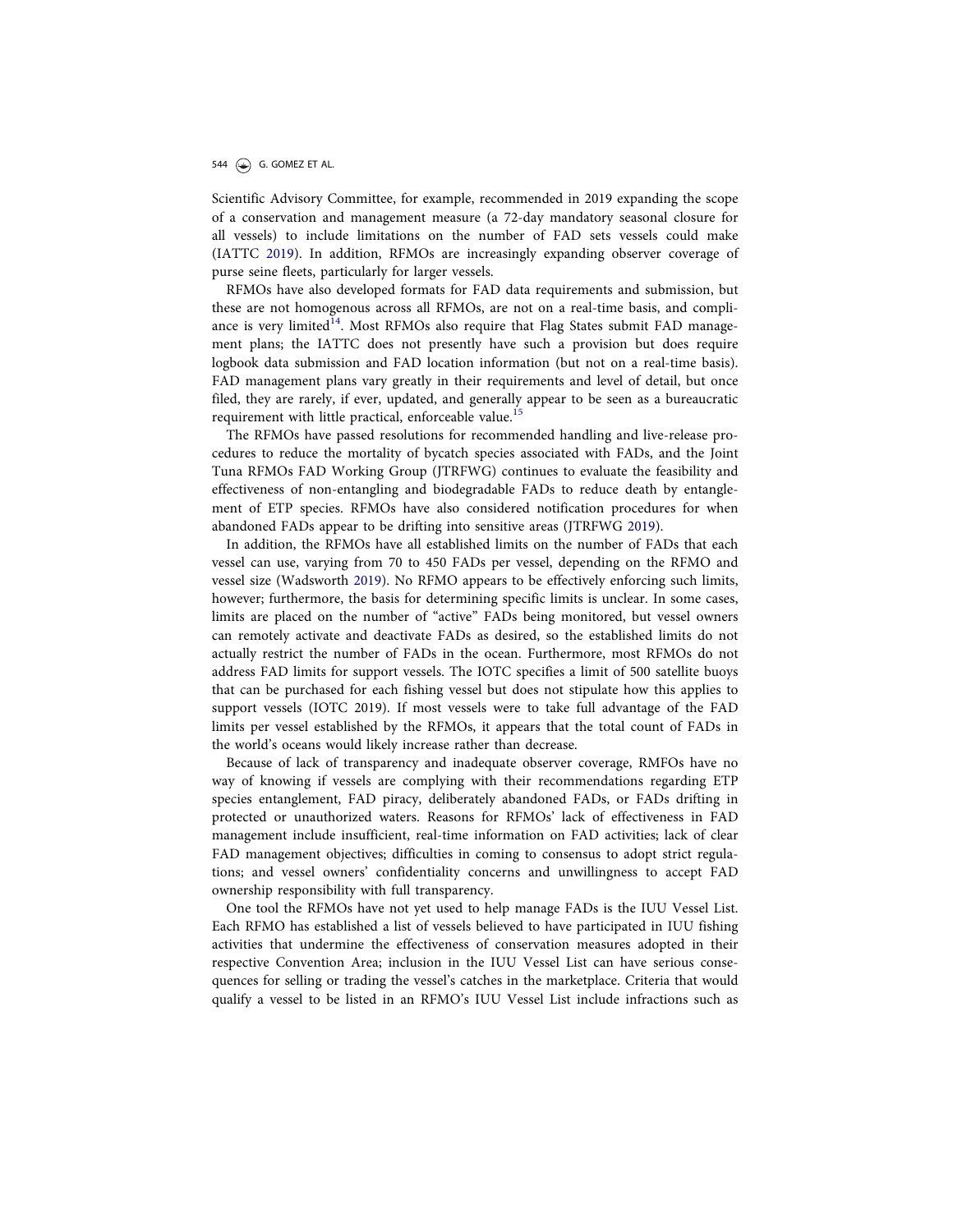Scientific Advisory Committee, for example, recommended in 2019 expanding the scope of a conservation and management measure (a 72-day mandatory seasonal closure for all vessels) to include limitations on the number of FAD sets vessels could make (IATTC 2019). In addition, RFMOs are increasingly expanding observer coverage of purse seine fleets, particularly for larger vessels.

RFMOs have also developed formats for FAD data requirements and submission, but these are not homogenous across all RFMOs, are not on a real-time basis, and compliance is very limited[14]. Most RFMOs also require that Flag States submit FAD management plans; the IATTC does not presently have such a provision but does require logbook data submission and FAD location information (but not on a real-time basis). FAD management plans vary greatly in their requirements and level of detail, but once filed, they are rarely, if ever, updated, and generally appear to be seen as a bureaucratic requirement with little practical, enforceable value.[15]

The RFMOs have passed resolutions for recommended handling and live-release procedures to reduce the mortality of bycatch species associated with FADs, and the Joint Tuna RFMOs FAD Working Group (JTRFWG) continues to evaluate the feasibility and effectiveness of non-entangling and biodegradable FADs to reduce death by entanglement of ETP species. RFMOs have also considered notification procedures for when abandoned FADs appear to be drifting into sensitive areas (JTRFWG 2019).

In addition, the RFMOs have all established limits on the number of FADs that each vessel can use, varying from 70 to 450 FADs per vessel, depending on the RFMO and vessel size (Wadsworth 2019). No RFMO appears to be effectively enforcing such limits, however; furthermore, the basis for determining specific limits is unclear. In some cases, limits are placed on the number of "active" FADs being monitored, but vessel owners can remotely activate and deactivate FADs as desired, so the established limits do not actually restrict the number of FADs in the ocean. Furthermore, most RFMOs do not address FAD limits for support vessels. The IOTC specifies a limit of 500 satellite buoys that can be purchased for each fishing vessel but does not stipulate how this applies to support vessels (IOTC 2019). If most vessels were to take full advantage of the FAD limits per vessel established by the RFMOs, it appears that the total count of FADs in the world's oceans would likely increase rather than decrease.

Because of lack of transparency and inadequate observer coverage, RMFOs have no way of knowing if vessels are complying with their recommendations regarding ETP species entanglement, FAD piracy, deliberately abandoned FADs, or FADs drifting in protected or unauthorized waters. Reasons for RFMOs' lack of effectiveness in FAD management include insufficient, real-time information on FAD activities; lack of clear FAD management objectives; difficulties in coming to consensus to adopt strict regulations; and vessel owners' confidentiality concerns and unwillingness to accept FAD ownership responsibility with full transparency.

One tool the RFMOs have not yet used to help manage FADs is the IUU Vessel List. Each RFMO has established a list of vessels believed to have participated in IUU fishing activities that undermine the effectiveness of conservation measures adopted in their respective Convention Area; inclusion in the IUU Vessel List can have serious consequences for selling or trading the vessel's catches in the marketplace. Criteria that would qualify a vessel to be listed in an RFMO's IUU Vessel List include infractions such as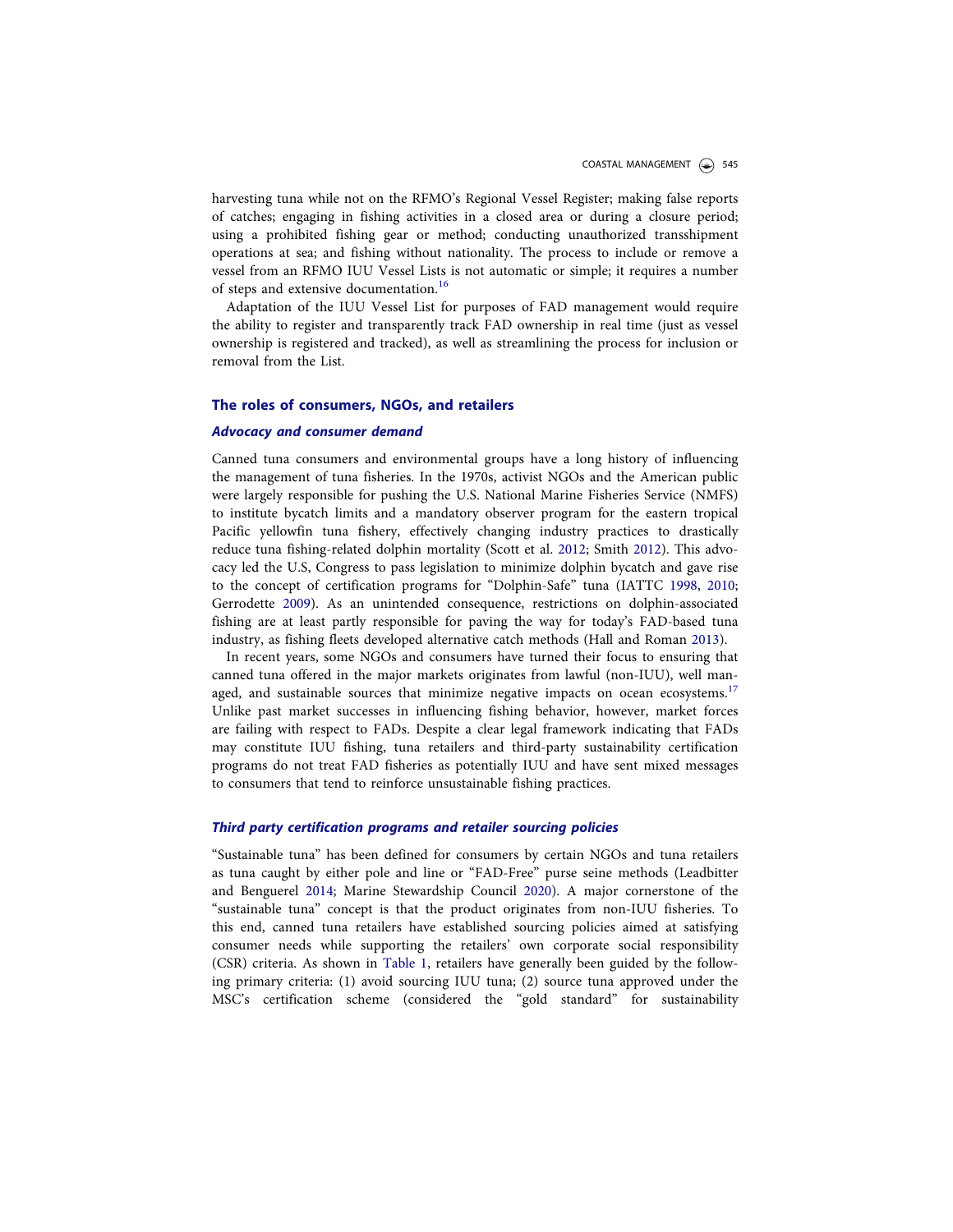harvesting tuna while not on the RFMO's Regional Vessel Register; making false reports of catches; engaging in fishing activities in a closed area or during a closure period; using a prohibited fishing gear or method; conducting unauthorized transshipment operations at sea; and fishing without nationality. The process to include or remove a vessel from an RFMO IUU Vessel Lists is not automatic or simple; it requires a number of steps and extensive documentation.[16]

Adaptation of the IUU Vessel List for purposes of FAD management would require the ability to register and transparently track FAD ownership in real time (just as vessel ownership is registered and tracked), as well as streamlining the process for inclusion or removal from the List.

## The roles of consumers, NGOs, and retailers

### *Advocacy and consumer demand*

Canned tuna consumers and environmental groups have a long history of influencing the management of tuna fisheries. In the 1970s, activist NGOs and the American public were largely responsible for pushing the U.S. National Marine Fisheries Service (NMFS) to institute bycatch limits and a mandatory observer program for the eastern tropical Pacific yellowfin tuna fishery, effectively changing industry practices to drastically reduce tuna fishing-related dolphin mortality (Scott et al. 2012; Smith 2012). This advocacy led the U.S, Congress to pass legislation to minimize dolphin bycatch and gave rise to the concept of certification programs for "Dolphin-Safe" tuna (IATTC 1998, 2010; Gerrodette 2009). As an unintended consequence, restrictions on dolphin-associated fishing are at least partly responsible for paving the way for today's FAD-based tuna industry, as fishing fleets developed alternative catch methods (Hall and Roman 2013).

In recent years, some NGOs and consumers have turned their focus to ensuring that canned tuna offered in the major markets originates from lawful (non-IUU), well managed, and sustainable sources that minimize negative impacts on ocean ecosystems.[17] Unlike past market successes in influencing fishing behavior, however, market forces are failing with respect to FADs. Despite a clear legal framework indicating that FADs may constitute IUU fishing, tuna retailers and third-party sustainability certification programs do not treat FAD fisheries as potentially IUU and have sent mixed messages to consumers that tend to reinforce unsustainable fishing practices.

### *Third party certification programs and retailer sourcing policies*

"Sustainable tuna" has been defined for consumers by certain NGOs and tuna retailers as tuna caught by either pole and line or "FAD-Free" purse seine methods (Leadbitter and Benguerel 2014; Marine Stewardship Council 2020). A major cornerstone of the "sustainable tuna" concept is that the product originates from non-IUU fisheries. To this end, canned tuna retailers have established sourcing policies aimed at satisfying consumer needs while supporting the retailers' own corporate social responsibility (CSR) criteria. As shown in Table 1, retailers have generally been guided by the following primary criteria: (1) avoid sourcing IUU tuna; (2) source tuna approved under the MSC's certification scheme (considered the "gold standard" for sustainability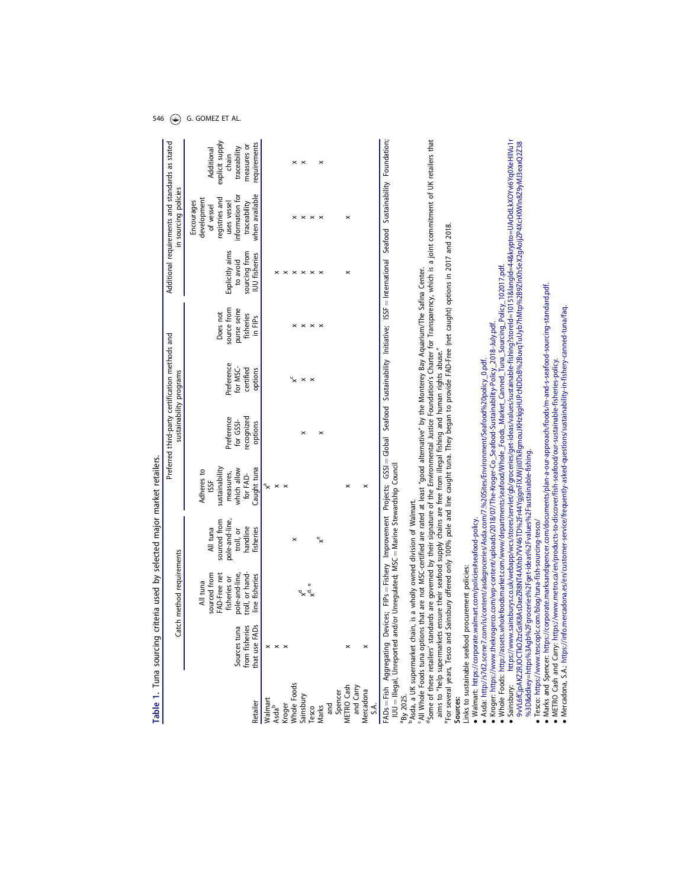**Table 1.** Tuna sourcing criteria used by selected major market retailers.

| Retailer | Catch method requirements | | | Preferred third-party certification methods and sustainability programs | | | | Additional requirements and standards as stated in sourcing policies | | |
|---|---|---|---|---|---|---|---|---|---|---|
| | Sources tuna from fisheries that use FADs | All tuna sourced from FAD-Free net fisheries or pole-and-line, troll, or hand-line fisheries | All tuna sourced from pole-and-line, troll, or handline fisheries | Adheres to ISSF sustainability measures, which allow for FAD-Caught tuna | Preference for GSSI-recognized options | Preference for MSC-certified options | Does not source from purse seine fisheries in FIPs | Explicitly aims to avoid sourcing from IUU fisheries | Encourages development of vessel registries and uses vessel information for traceability when available | Additional explicit supply chain traceability measures or requirements |
| Walmart | x | | | x[a] | | | | | | |
| Asda[b] | x | | | x | | | | x | | |
| Kroger | x | | | x | | | | x | | |
| Whole Foods | | | x | | | x[c] | x | x | x | x |
| Sainsbury | | x[d] | | | x | x | x | x | x | x |
| Tesco | | x[d, e] | | | | x | x | x | x | |
| Marks and Spencer | | | x[e] | | x | | x | x | x | x |
| METRO Cash and Carry | x | | | x | | | | x | x | |
| Mercadona S.A. | x | | | x | | | | | | |

FADs = Fish Aggregating Devices; FIPs = Fishery Improvement Projects; GSSI = Global Seafood Sustainability Initiative; ISSF = International Seafood Sustainability Foundation; IUU = Illegal, Unreported and/or Unregulated; MSC = Marine Stewardship Council

[a]By 2025.

[b]Asda, a UK supermarket chain, is a wholly owned division of Walmart.

[c]All Whole Foods tuna options that are not MSC-certified are rated at least "good alternative" by the Monterey Bay Aquarium/The Safina Center.

[d]Some of these retailers' standards are governed by their signature of the Environmental Justice Foundation's Charter for Transparency, which is a joint commitment of UK retailers that aims to "help supermarkets ensure their seafood supply chains are free from illegal fishing and human rights abuse."

[e]For several years, Tesco and Sainsbury offered only 100% pole and line caught tuna. They began to provide FAD-Free (net caught) options in 2017 and 2018.

**Sources:**

Links to sustainable seafood procurement policies:

- Walmart: https://corporate.walmart.com/policies#seafood-policy.
- Asda: http://s7d2.scene7.com/is/content/asdagroceries/Asda.com/7.%20Sites/Environment/Seafood%20policy_0.pdf.
- Kroger: https://www.thekrogerco.com/wp-content/uploads/2018/07/The-Kroger-Co_Seafood-Sustainability-Policy_2018-July.pdf.
- Whole Foods: http://assets.wholefoodsmarket.com/www/departments/seafood/Whole_Foods_Market_Canned_Tuna_Sourcing_Policy_102017.pdf.
- Sainsbury: https://www.sainsburys.co.uk/webapp/wcs/stores/servlet/gb/groceries/get-ideas/values/sustainable-fishing?storeId=10151&langId=44&krypto=UArDdLkXOYvi6Yq0XeHIIVu1r9vVL6fCjpAKZRJOCTkOZtzGsIK8AsDaeZR8NT4AXhb7VV46TD%2Fr44YgjgnFlXJWjil0TkRgmouJKHzkjgHUPcNDDs8%2BuvqTuUyb7hMtp%2B9ZInXh5eX2gAoijZP4XcHXWIn8Z9yMJ3eaxQ2Z38%3D&ddkey=https%3Agb%2Fgroceries%2Fget-ideas%2Fvalues%2Fsustainable-fishing.
- Tesco: https://www.tescoplc.com/blog/tuna-fish-sourcing-tesco/
- Marks and Spencer: https://corporate.marksandspencer.com/documents/plan-a-our-approach/foods/m-and-s-seafood-sourcing-standard.pdf.
- METRO Cash and Carry: https://www.metro.ca/en/products-to-discover/fish-seafood/our-sustainable-fisheries-policy.
- Mercadona, S.A.: https://info.mercadona.es/en/customer-service/frequently-asked-questions/sustainability-in-fishery-canned-tuna/faq.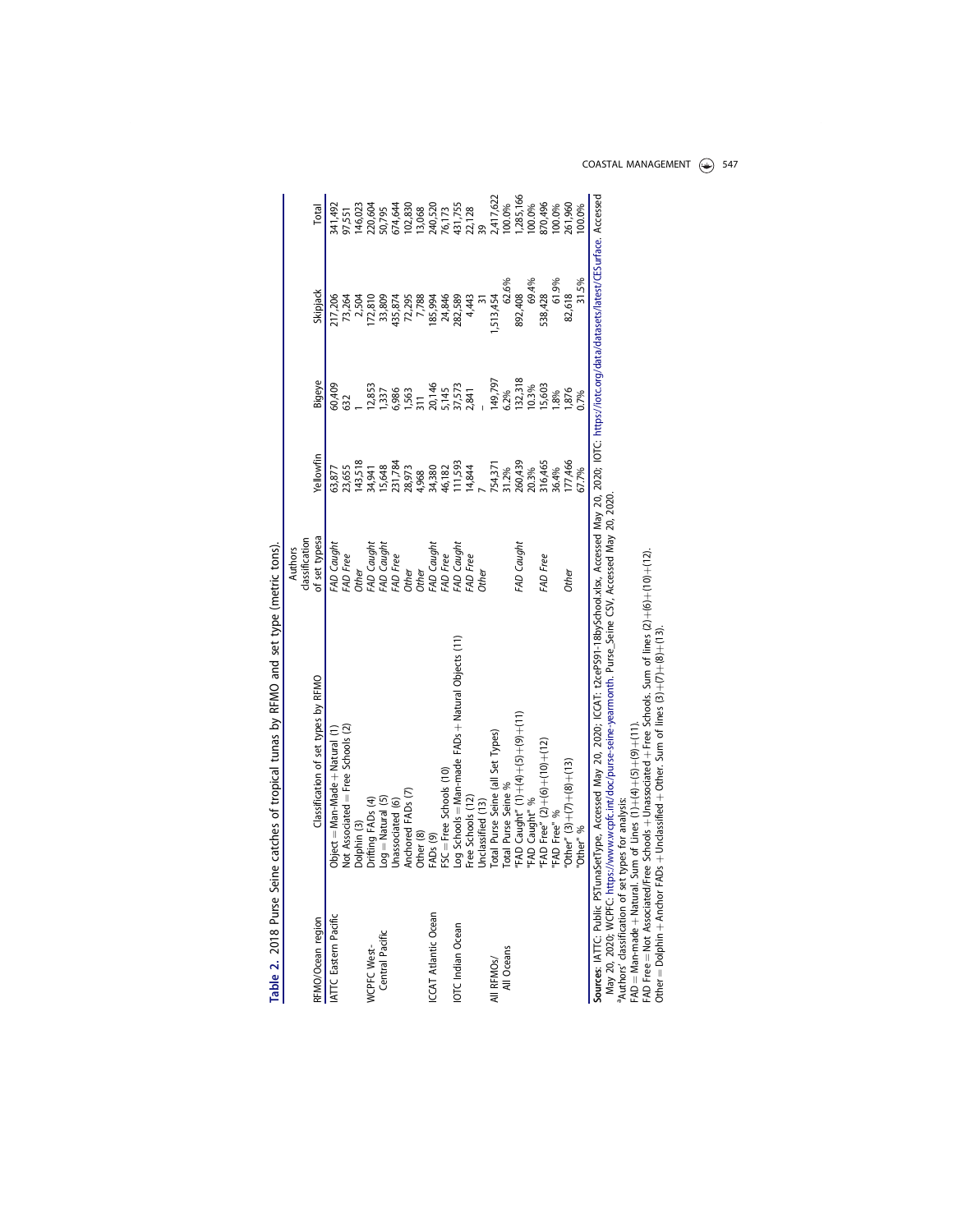**Table 2.** 2018 Purse Seine catches of tropical tunas by RFMO and set type (metric tons).

| RFMO/Ocean region | Classification of set types by RFMO | Authors classification of set types[a] | Yellowfin | Bigeye | Skipjack | Total |
|---|---|---|---|---|---|---|
| IATTC Eastern Pacific | Object = Man-Made + Natural (1) | *FAD Caught* | 63,877 | 60,409 | 217,206 | 341,492 |
| | Not Associated = Free Schools (2) | *FAD Free* | 23,655 | 632 | 73,264 | 97,551 |
| | Dolphin (3) | *Other* | 143,518 | 1 | 2,504 | 146,023 |
| WCPFC West-Central Pacific | Drifting FADs (4) | *FAD Caught* | 34,941 | 12,853 | 172,810 | 220,604 |
| | Log = Natural (5) | *FAD Caught* | 15,648 | 1,337 | 33,809 | 50,795 |
| | Unassociated (6) | *FAD Free* | 231,784 | 6,986 | 435,874 | 674,644 |
| | Anchored FADs (7) | *Other* | 28,973 | 1,563 | 72,295 | 102,830 |
| | Other (8) | *Other* | 4,968 | 311 | 7,788 | 13,068 |
| ICCAT Atlantic Ocean | FADs (9) | *FAD Caught* | 34,380 | 20,146 | 185,994 | 240,520 |
| | FSC = Free Schools (10) | *FAD Free* | 46,182 | 5,145 | 24,846 | 76,173 |
| IOTC Indian Ocean | Log Schools = Man-made FADs + Natural Objects (11) | *FAD Caught* | 111,593 | 37,573 | 282,589 | 431,755 |
| | Free Schools (12) | *FAD Free* | 14,844 | 2,841 | 4,443 | 22,128 |
| | Unclassified (13) | *Other* | 7 | – | 31 | 39 |
| All RFMOs/ All Oceans | Total Purse Seine (all Set Types) | | 754,371 | 149,797 | 1,513,454 | 2,417,622 |
| | Total Purse Seine % | | 31.2% | 6.2% | 62.6% | 100.0% |
| | "FAD Caught" (1)+(4)+(5)+(9)+(11) | *FAD Caught* | 260,439 | 132,318 | 892,408 | 1,285,166 |
| | "FAD Caught" % | | 20.3% | 10.3% | 69.4% | 100.0% |
| | "FAD Free" (2)+(6)+(10)+(12) | *FAD Free* | 316,465 | 15,603 | 538,428 | 870,496 |
| | "FAD Free" % | | 36.4% | 1.8% | 61.9% | 100.0% |
| | "Other" (3)+(7)+(8)+(13) | *Other* | 177,466 | 1,876 | 82,618 | 261,960 |
| | "Other" % | | 67.7% | 0.7% | 31.5% | 100.0% |

**Sources**: IATTC: Public PSTunaSetType, Accessed May 20, 2020; ICCAT: t2cePS91-18bySchool.xlsx, Accessed May 20, 2020; IOTC: https://iotc.org/data/datasets/latest/CESurface. Accessed May 20, 2020; WCPFC: https://www.wcpfc.int/doc/purse-seine-yearmonth. Purse_Seine CSV, Accessed May 20, 2020.

[a]Authors' classification of set types for analysis:

FAD = Man-made + Natural. Sum of Lines (1)+(4)+(5)+(9)+(11).

FAD Free = Not Associated/Free Schools + Unassociated + Free Schools. Sum of lines (2)+(6)+(10)+(12).

Other = Dolphin + Anchor FADs + Unclassified + Other. Sum of lines (3)+(7)+(8)+(13).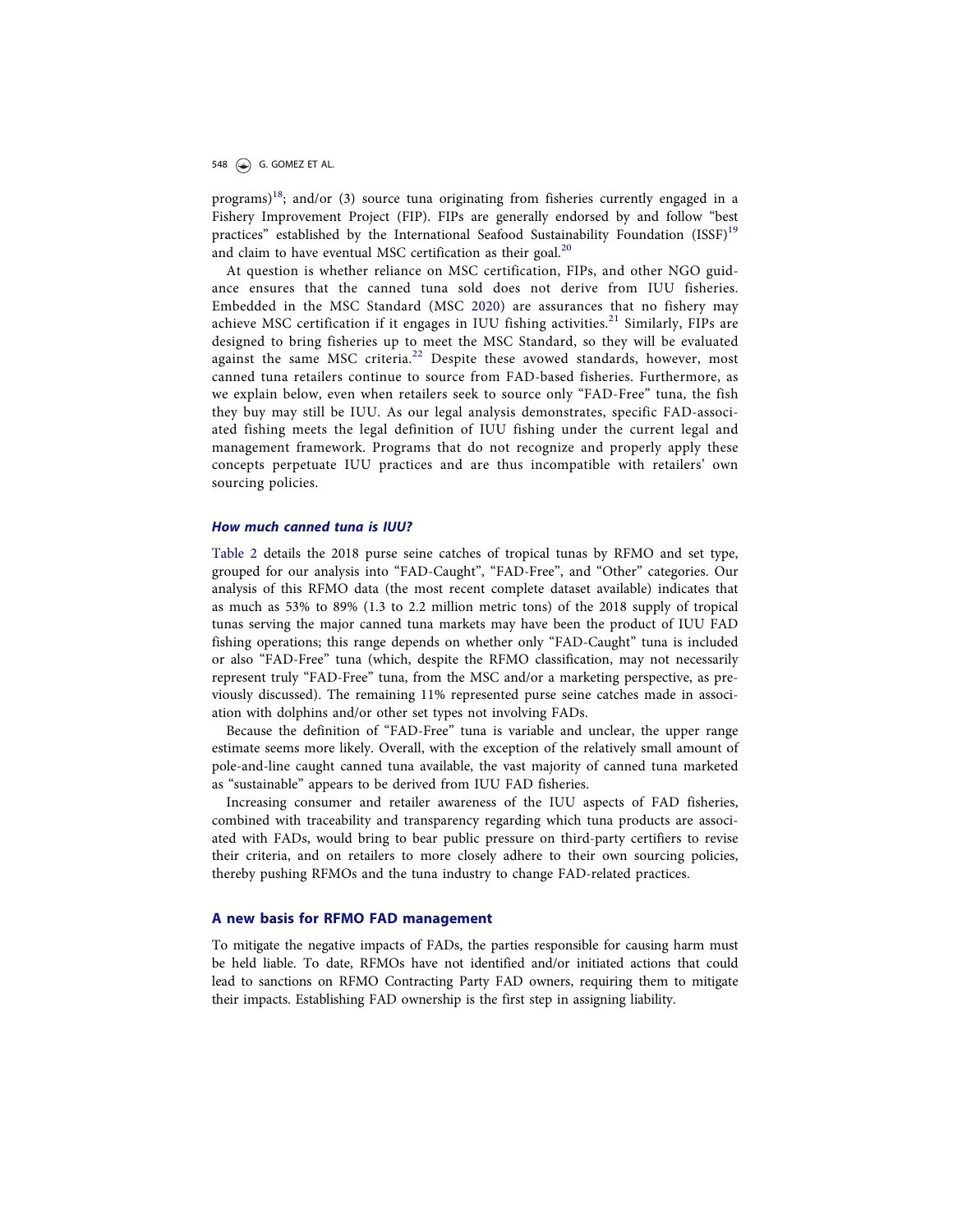programs)[18]; and/or (3) source tuna originating from fisheries currently engaged in a Fishery Improvement Project (FIP). FIPs are generally endorsed by and follow "best practices" established by the International Seafood Sustainability Foundation (ISSF)[19] and claim to have eventual MSC certification as their goal.[20]

At question is whether reliance on MSC certification, FIPs, and other NGO guidance ensures that the canned tuna sold does not derive from IUU fisheries. Embedded in the MSC Standard (MSC 2020) are assurances that no fishery may achieve MSC certification if it engages in IUU fishing activities.[21] Similarly, FIPs are designed to bring fisheries up to meet the MSC Standard, so they will be evaluated against the same MSC criteria.[22] Despite these avowed standards, however, most canned tuna retailers continue to source from FAD-based fisheries. Furthermore, as we explain below, even when retailers seek to source only "FAD-Free" tuna, the fish they buy may still be IUU. As our legal analysis demonstrates, specific FAD-associated fishing meets the legal definition of IUU fishing under the current legal and management framework. Programs that do not recognize and properly apply these concepts perpetuate IUU practices and are thus incompatible with retailers' own sourcing policies.

### *How much canned tuna is IUU?*

Table 2 details the 2018 purse seine catches of tropical tunas by RFMO and set type, grouped for our analysis into "FAD-Caught", "FAD-Free", and "Other" categories. Our analysis of this RFMO data (the most recent complete dataset available) indicates that as much as 53% to 89% (1.3 to 2.2 million metric tons) of the 2018 supply of tropical tunas serving the major canned tuna markets may have been the product of IUU FAD fishing operations; this range depends on whether only "FAD-Caught" tuna is included or also "FAD-Free" tuna (which, despite the RFMO classification, may not necessarily represent truly "FAD-Free" tuna, from the MSC and/or a marketing perspective, as previously discussed). The remaining 11% represented purse seine catches made in association with dolphins and/or other set types not involving FADs.

Because the definition of "FAD-Free" tuna is variable and unclear, the upper range estimate seems more likely. Overall, with the exception of the relatively small amount of pole-and-line caught canned tuna available, the vast majority of canned tuna marketed as "sustainable" appears to be derived from IUU FAD fisheries.

Increasing consumer and retailer awareness of the IUU aspects of FAD fisheries, combined with traceability and transparency regarding which tuna products are associated with FADs, would bring to bear public pressure on third-party certifiers to revise their criteria, and on retailers to more closely adhere to their own sourcing policies, thereby pushing RFMOs and the tuna industry to change FAD-related practices.

## A new basis for RFMO FAD management

To mitigate the negative impacts of FADs, the parties responsible for causing harm must be held liable. To date, RFMOs have not identified and/or initiated actions that could lead to sanctions on RFMO Contracting Party FAD owners, requiring them to mitigate their impacts. Establishing FAD ownership is the first step in assigning liability.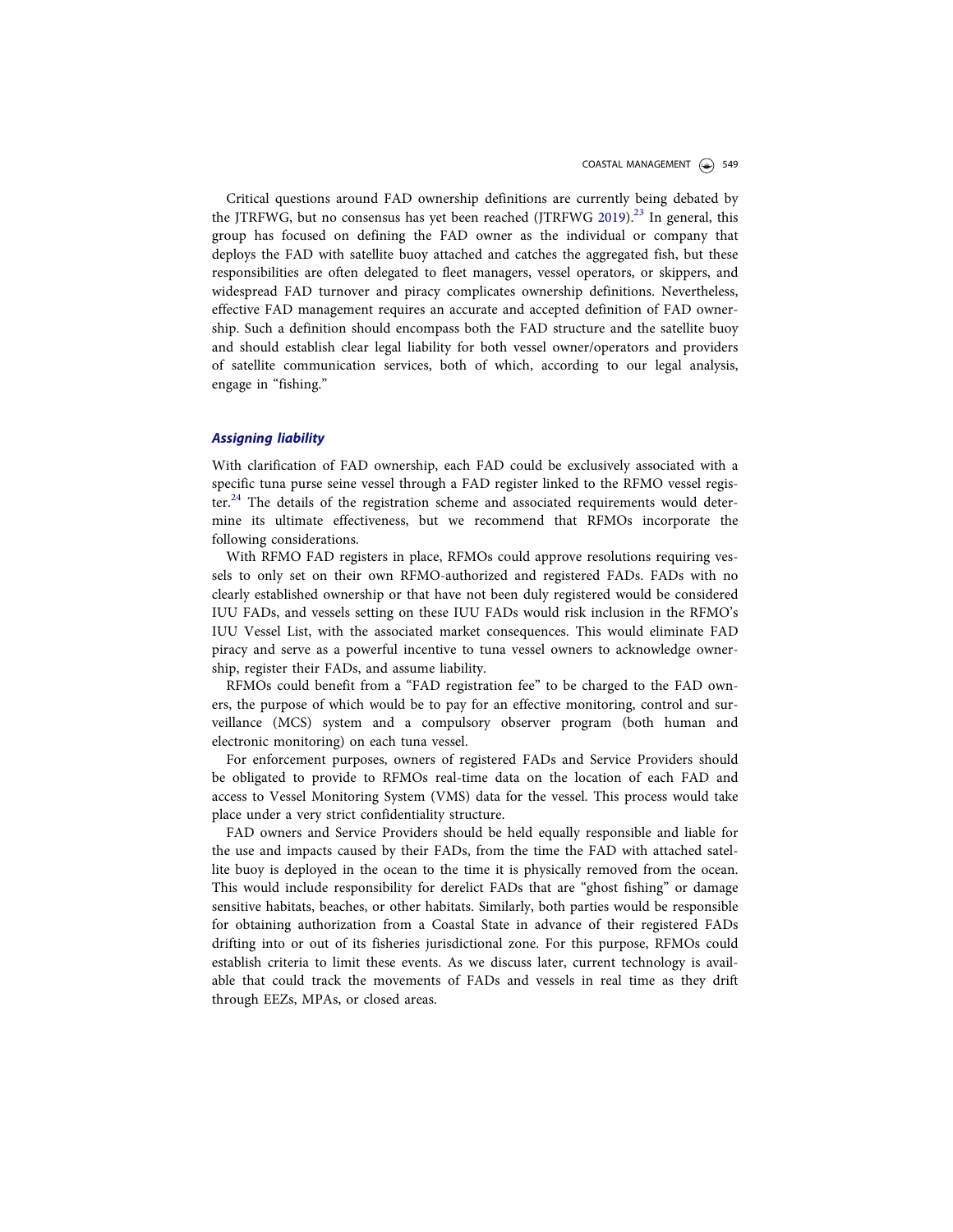Critical questions around FAD ownership definitions are currently being debated by the JTRFWG, but no consensus has yet been reached (JTRFWG 2019).[23] In general, this group has focused on defining the FAD owner as the individual or company that deploys the FAD with satellite buoy attached and catches the aggregated fish, but these responsibilities are often delegated to fleet managers, vessel operators, or skippers, and widespread FAD turnover and piracy complicates ownership definitions. Nevertheless, effective FAD management requires an accurate and accepted definition of FAD ownership. Such a definition should encompass both the FAD structure and the satellite buoy and should establish clear legal liability for both vessel owner/operators and providers of satellite communication services, both of which, according to our legal analysis, engage in "fishing."

### *Assigning liability*

With clarification of FAD ownership, each FAD could be exclusively associated with a specific tuna purse seine vessel through a FAD register linked to the RFMO vessel register.[24] The details of the registration scheme and associated requirements would determine its ultimate effectiveness, but we recommend that RFMOs incorporate the following considerations.

With RFMO FAD registers in place, RFMOs could approve resolutions requiring vessels to only set on their own RFMO-authorized and registered FADs. FADs with no clearly established ownership or that have not been duly registered would be considered IUU FADs, and vessels setting on these IUU FADs would risk inclusion in the RFMO's IUU Vessel List, with the associated market consequences. This would eliminate FAD piracy and serve as a powerful incentive to tuna vessel owners to acknowledge ownership, register their FADs, and assume liability.

RFMOs could benefit from a "FAD registration fee" to be charged to the FAD owners, the purpose of which would be to pay for an effective monitoring, control and surveillance (MCS) system and a compulsory observer program (both human and electronic monitoring) on each tuna vessel.

For enforcement purposes, owners of registered FADs and Service Providers should be obligated to provide to RFMOs real-time data on the location of each FAD and access to Vessel Monitoring System (VMS) data for the vessel. This process would take place under a very strict confidentiality structure.

FAD owners and Service Providers should be held equally responsible and liable for the use and impacts caused by their FADs, from the time the FAD with attached satellite buoy is deployed in the ocean to the time it is physically removed from the ocean. This would include responsibility for derelict FADs that are "ghost fishing" or damage sensitive habitats, beaches, or other habitats. Similarly, both parties would be responsible for obtaining authorization from a Coastal State in advance of their registered FADs drifting into or out of its fisheries jurisdictional zone. For this purpose, RFMOs could establish criteria to limit these events. As we discuss later, current technology is available that could track the movements of FADs and vessels in real time as they drift through EEZs, MPAs, or closed areas.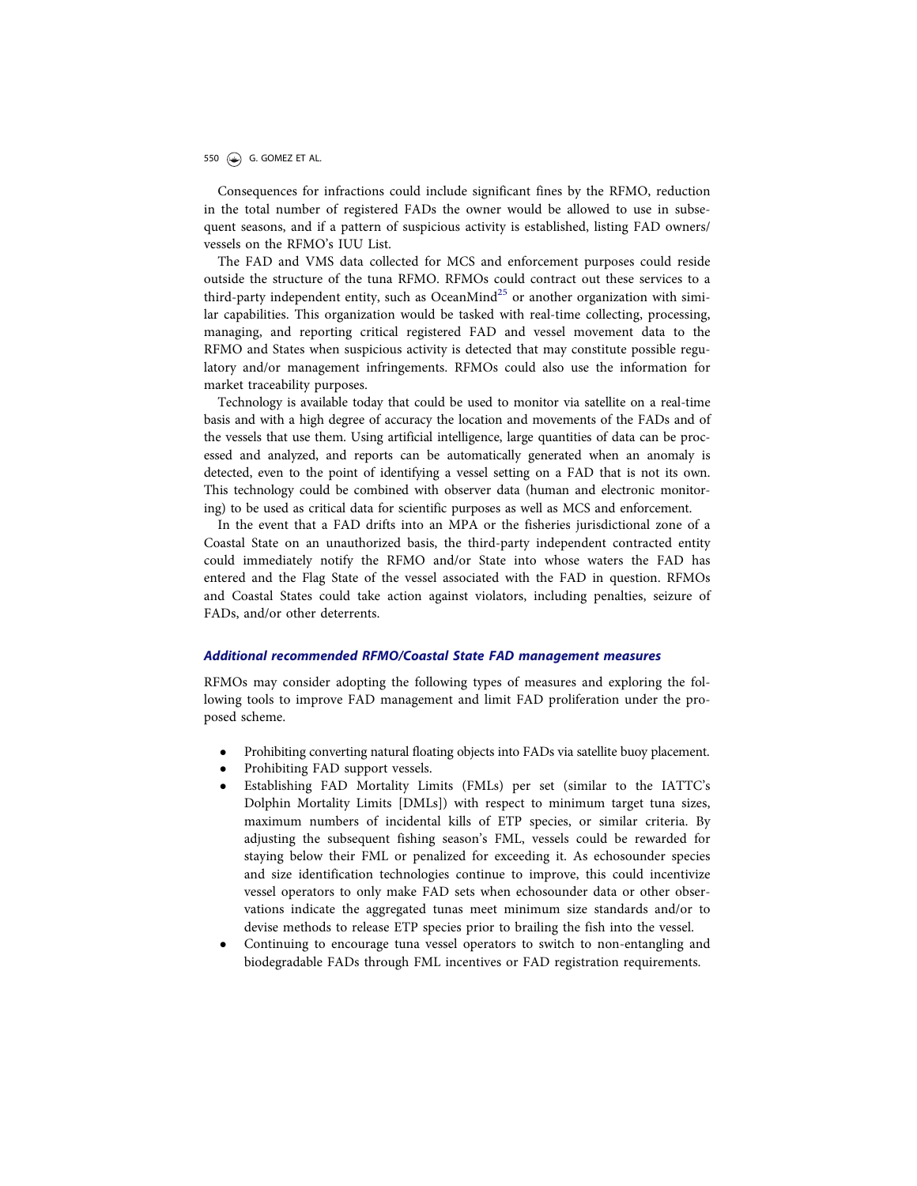Consequences for infractions could include significant fines by the RFMO, reduction in the total number of registered FADs the owner would be allowed to use in subsequent seasons, and if a pattern of suspicious activity is established, listing FAD owners/vessels on the RFMO's IUU List.

The FAD and VMS data collected for MCS and enforcement purposes could reside outside the structure of the tuna RFMO. RFMOs could contract out these services to a third-party independent entity, such as OceanMind[25] or another organization with similar capabilities. This organization would be tasked with real-time collecting, processing, managing, and reporting critical registered FAD and vessel movement data to the RFMO and States when suspicious activity is detected that may constitute possible regulatory and/or management infringements. RFMOs could also use the information for market traceability purposes.

Technology is available today that could be used to monitor via satellite on a real-time basis and with a high degree of accuracy the location and movements of the FADs and of the vessels that use them. Using artificial intelligence, large quantities of data can be processed and analyzed, and reports can be automatically generated when an anomaly is detected, even to the point of identifying a vessel setting on a FAD that is not its own. This technology could be combined with observer data (human and electronic monitoring) to be used as critical data for scientific purposes as well as MCS and enforcement.

In the event that a FAD drifts into an MPA or the fisheries jurisdictional zone of a Coastal State on an unauthorized basis, the third-party independent contracted entity could immediately notify the RFMO and/or State into whose waters the FAD has entered and the Flag State of the vessel associated with the FAD in question. RFMOs and Coastal States could take action against violators, including penalties, seizure of FADs, and/or other deterrents.

### *Additional recommended RFMO/Coastal State FAD management measures*

RFMOs may consider adopting the following types of measures and exploring the following tools to improve FAD management and limit FAD proliferation under the proposed scheme.

- Prohibiting converting natural floating objects into FADs via satellite buoy placement.
- Prohibiting FAD support vessels.
- Establishing FAD Mortality Limits (FMLs) per set (similar to the IATTC's Dolphin Mortality Limits [DMLs]) with respect to minimum target tuna sizes, maximum numbers of incidental kills of ETP species, or similar criteria. By adjusting the subsequent fishing season's FML, vessels could be rewarded for staying below their FML or penalized for exceeding it. As echosounder species and size identification technologies continue to improve, this could incentivize vessel operators to only make FAD sets when echosounder data or other observations indicate the aggregated tunas meet minimum size standards and/or to devise methods to release ETP species prior to brailing the fish into the vessel.
- Continuing to encourage tuna vessel operators to switch to non-entangling and biodegradable FADs through FML incentives or FAD registration requirements.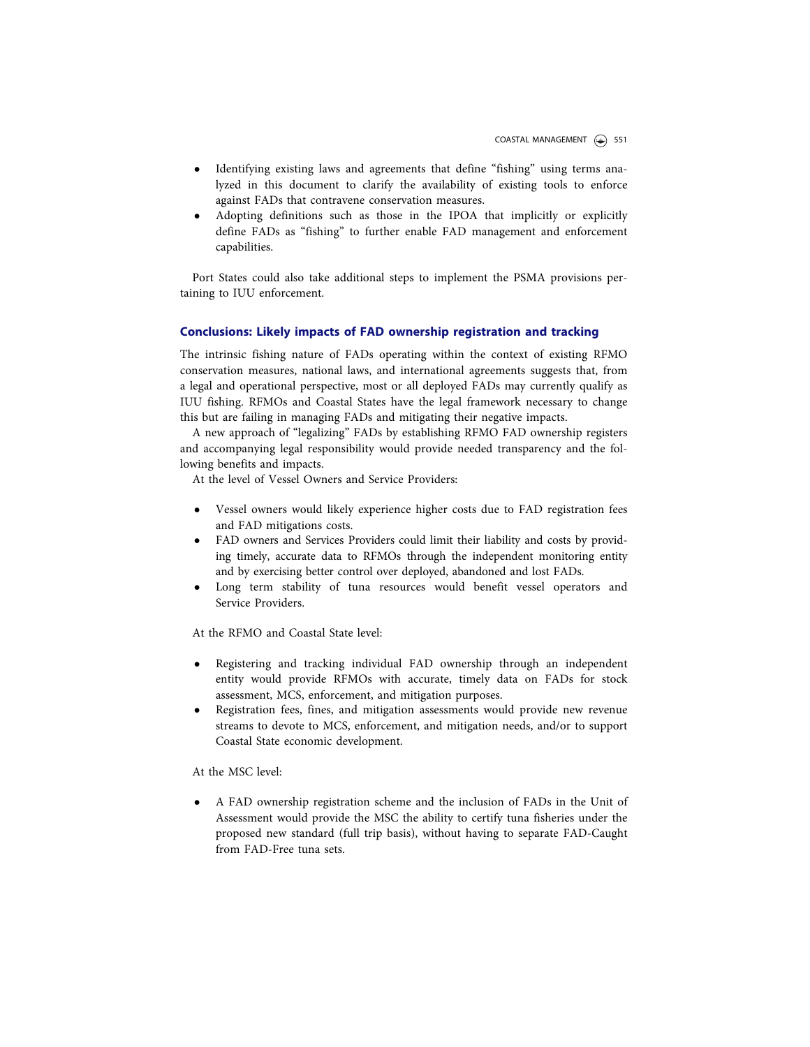- Identifying existing laws and agreements that define "fishing" using terms analyzed in this document to clarify the availability of existing tools to enforce against FADs that contravene conservation measures.
- Adopting definitions such as those in the IPOA that implicitly or explicitly define FADs as "fishing" to further enable FAD management and enforcement capabilities.

Port States could also take additional steps to implement the PSMA provisions pertaining to IUU enforcement.

## Conclusions: Likely impacts of FAD ownership registration and tracking

The intrinsic fishing nature of FADs operating within the context of existing RFMO conservation measures, national laws, and international agreements suggests that, from a legal and operational perspective, most or all deployed FADs may currently qualify as IUU fishing. RFMOs and Coastal States have the legal framework necessary to change this but are failing in managing FADs and mitigating their negative impacts.

A new approach of "legalizing" FADs by establishing RFMO FAD ownership registers and accompanying legal responsibility would provide needed transparency and the following benefits and impacts.

At the level of Vessel Owners and Service Providers:

- Vessel owners would likely experience higher costs due to FAD registration fees and FAD mitigations costs.
- FAD owners and Services Providers could limit their liability and costs by providing timely, accurate data to RFMOs through the independent monitoring entity and by exercising better control over deployed, abandoned and lost FADs.
- Long term stability of tuna resources would benefit vessel operators and Service Providers.

At the RFMO and Coastal State level:

- Registering and tracking individual FAD ownership through an independent entity would provide RFMOs with accurate, timely data on FADs for stock assessment, MCS, enforcement, and mitigation purposes.
- Registration fees, fines, and mitigation assessments would provide new revenue streams to devote to MCS, enforcement, and mitigation needs, and/or to support Coastal State economic development.

At the MSC level:

- A FAD ownership registration scheme and the inclusion of FADs in the Unit of Assessment would provide the MSC the ability to certify tuna fisheries under the proposed new standard (full trip basis), without having to separate FAD-Caught from FAD-Free tuna sets.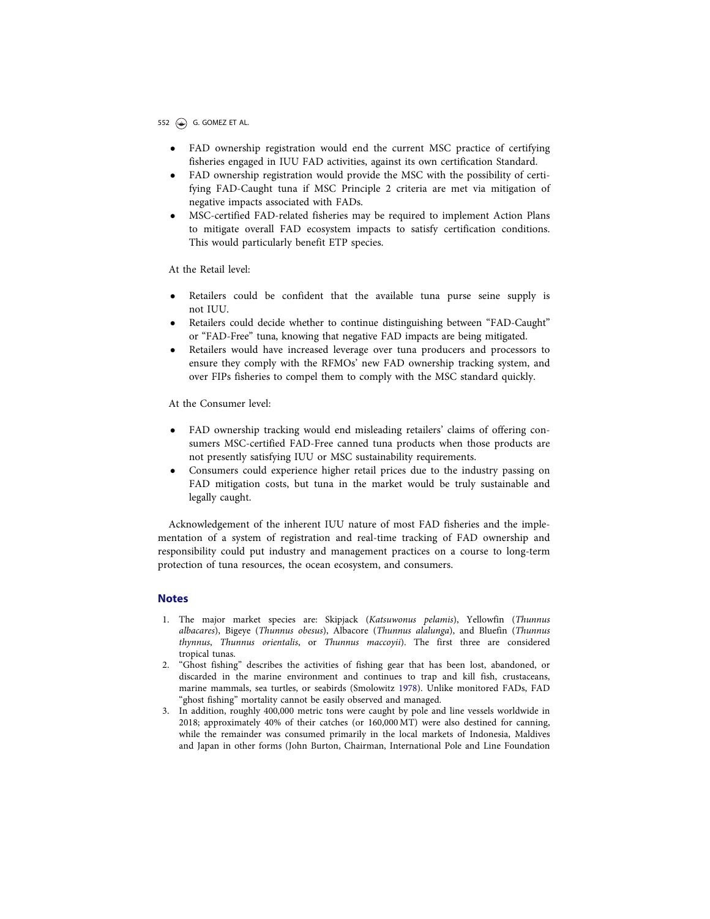- FAD ownership registration would end the current MSC practice of certifying fisheries engaged in IUU FAD activities, against its own certification Standard.
- FAD ownership registration would provide the MSC with the possibility of certifying FAD-Caught tuna if MSC Principle 2 criteria are met via mitigation of negative impacts associated with FADs.
- MSC-certified FAD-related fisheries may be required to implement Action Plans to mitigate overall FAD ecosystem impacts to satisfy certification conditions. This would particularly benefit ETP species.

At the Retail level:

- Retailers could be confident that the available tuna purse seine supply is not IUU.
- Retailers could decide whether to continue distinguishing between "FAD-Caught" or "FAD-Free" tuna, knowing that negative FAD impacts are being mitigated.
- Retailers would have increased leverage over tuna producers and processors to ensure they comply with the RFMOs' new FAD ownership tracking system, and over FIPs fisheries to compel them to comply with the MSC standard quickly.

At the Consumer level:

- FAD ownership tracking would end misleading retailers' claims of offering consumers MSC-certified FAD-Free canned tuna products when those products are not presently satisfying IUU or MSC sustainability requirements.
- Consumers could experience higher retail prices due to the industry passing on FAD mitigation costs, but tuna in the market would be truly sustainable and legally caught.

Acknowledgement of the inherent IUU nature of most FAD fisheries and the implementation of a system of registration and real-time tracking of FAD ownership and responsibility could put industry and management practices on a course to long-term protection of tuna resources, the ocean ecosystem, and consumers.

## Notes

1. The major market species are: Skipjack (*Katsuwonus pelamis*), Yellowfin (*Thunnus albacares*), Bigeye (*Thunnus obesus*), Albacore (*Thunnus alalunga*), and Bluefin (*Thunnus thynnus*, *Thunnus orientalis*, or *Thunnus maccoyii*). The first three are considered tropical tunas.
2. "Ghost fishing" describes the activities of fishing gear that has been lost, abandoned, or discarded in the marine environment and continues to trap and kill fish, crustaceans, marine mammals, sea turtles, or seabirds (Smolowitz 1978). Unlike monitored FADs, FAD "ghost fishing" mortality cannot be easily observed and managed.
3. In addition, roughly 400,000 metric tons were caught by pole and line vessels worldwide in 2018; approximately 40% of their catches (or 160,000 MT) were also destined for canning, while the remainder was consumed primarily in the local markets of Indonesia, Maldives and Japan in other forms (John Burton, Chairman, International Pole and Line Foundation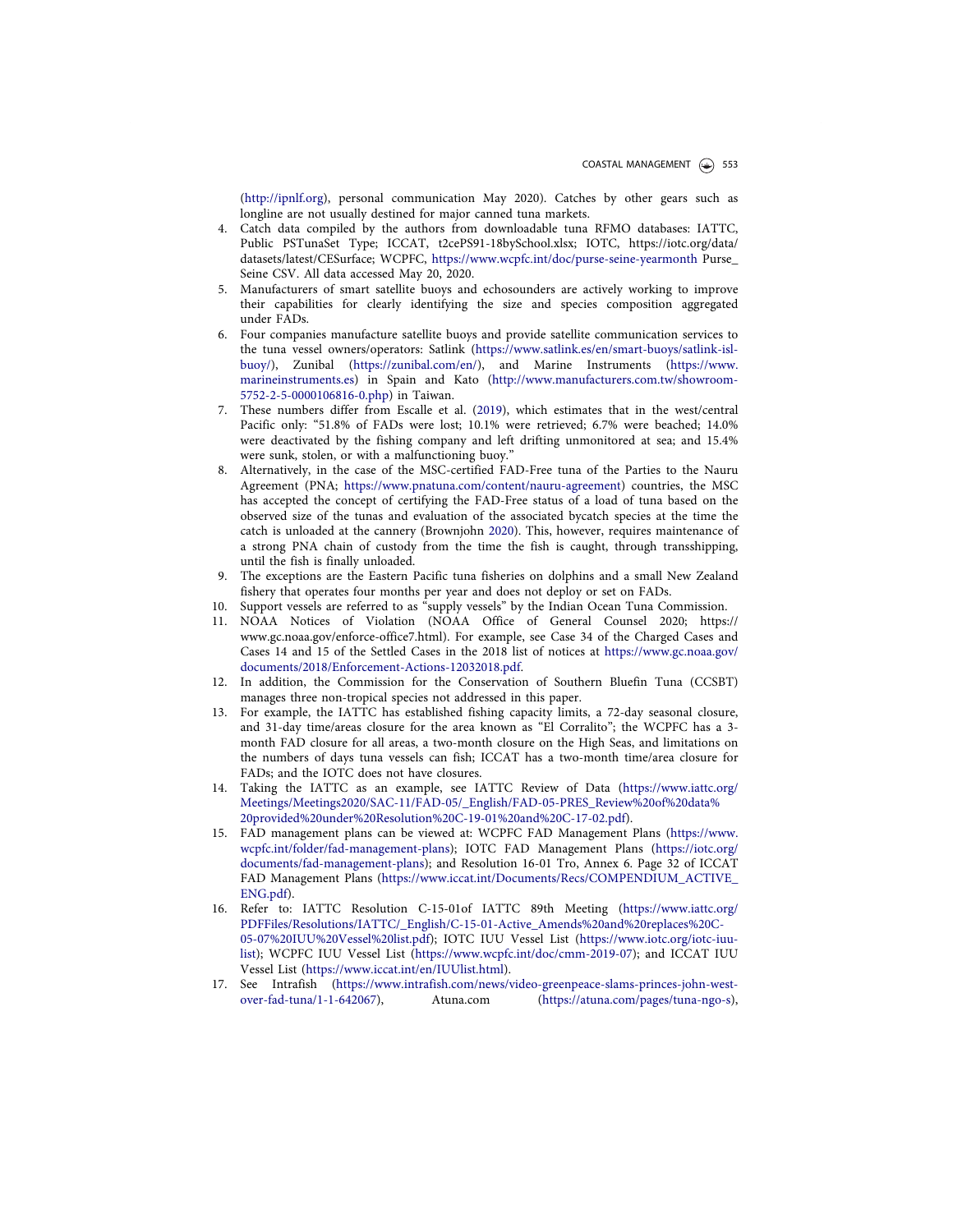(http://ipnlf.org), personal communication May 2020). Catches by other gears such as longline are not usually destined for major canned tuna markets.

4. Catch data compiled by the authors from downloadable tuna RFMO databases: IATTC, Public PSTunaSet Type; ICCAT, t2cePS91-18bySchool.xlsx; IOTC, https://iotc.org/data/datasets/latest/CESurface; WCPFC, https://www.wcpfc.int/doc/purse-seine-yearmonth Purse_Seine CSV. All data accessed May 20, 2020.
5. Manufacturers of smart satellite buoys and echosounders are actively working to improve their capabilities for clearly identifying the size and species composition aggregated under FADs.
6. Four companies manufacture satellite buoys and provide satellite communication services to the tuna vessel owners/operators: Satlink (https://www.satlink.es/en/smart-buoys/satlink-isl-buoy/), Zunibal (https://zunibal.com/en/), and Marine Instruments (https://www.marineinstruments.es) in Spain and Kato (http://www.manufacturers.com.tw/showroom-5752-2-5-0000106816-0.php) in Taiwan.
7. These numbers differ from Escalle et al. (2019), which estimates that in the west/central Pacific only: "51.8% of FADs were lost; 10.1% were retrieved; 6.7% were beached; 14.0% were deactivated by the fishing company and left drifting unmonitored at sea; and 15.4% were sunk, stolen, or with a malfunctioning buoy."
8. Alternatively, in the case of the MSC-certified FAD-Free tuna of the Parties to the Nauru Agreement (PNA; https://www.pnatuna.com/content/nauru-agreement) countries, the MSC has accepted the concept of certifying the FAD-Free status of a load of tuna based on the observed size of the tunas and evaluation of the associated bycatch species at the time the catch is unloaded at the cannery (Brownjohn 2020). This, however, requires maintenance of a strong PNA chain of custody from the time the fish is caught, through transshipping, until the fish is finally unloaded.
9. The exceptions are the Eastern Pacific tuna fisheries on dolphins and a small New Zealand fishery that operates four months per year and does not deploy or set on FADs.
10. Support vessels are referred to as "supply vessels" by the Indian Ocean Tuna Commission.
11. NOAA Notices of Violation (NOAA Office of General Counsel 2020; https://www.gc.noaa.gov/enforce-office7.html). For example, see Case 34 of the Charged Cases and Cases 14 and 15 of the Settled Cases in the 2018 list of notices at https://www.gc.noaa.gov/documents/2018/Enforcement-Actions-12032018.pdf.
12. In addition, the Commission for the Conservation of Southern Bluefin Tuna (CCSBT) manages three non-tropical species not addressed in this paper.
13. For example, the IATTC has established fishing capacity limits, a 72-day seasonal closure, and 31-day time/areas closure for the area known as "El Corralito"; the WCPFC has a 3-month FAD closure for all areas, a two-month closure on the High Seas, and limitations on the numbers of days tuna vessels can fish; ICCAT has a two-month time/area closure for FADs; and the IOTC does not have closures.
14. Taking the IATTC as an example, see IATTC Review of Data (https://www.iattc.org/Meetings/Meetings2020/SAC-11/FAD-05/_English/FAD-05-PRES_Review%20of%20data%20provided%20under%20Resolution%20C-19-01%20and%20C-17-02.pdf).
15. FAD management plans can be viewed at: WCPFC FAD Management Plans (https://www.wcpfc.int/folder/fad-management-plans); IOTC FAD Management Plans (https://iotc.org/documents/fad-management-plans); and Resolution 16-01 Tro, Annex 6. Page 32 of ICCAT FAD Management Plans (https://www.iccat.int/Documents/Recs/COMPENDIUM_ACTIVE_ENG.pdf).
16. Refer to: IATTC Resolution C-15-01of IATTC 89th Meeting (https://www.iattc.org/PDFFiles/Resolutions/IATTC/_English/C-15-01-Active_Amends%20and%20replaces%20C-05-07%20IUU%20Vessel%20list.pdf); IOTC IUU Vessel List (https://www.iotc.org/iotc-iuu-list); WCPFC IUU Vessel List (https://www.wcpfc.int/doc/cmm-2019-07); and ICCAT IUU Vessel List (https://www.iccat.int/en/IUUlist.html).
17. See Intrafish (https://www.intrafish.com/news/video-greenpeace-slams-princes-john-west-over-fad-tuna/1-1-642067), Atuna.com (https://atuna.com/pages/tuna-ngo-s),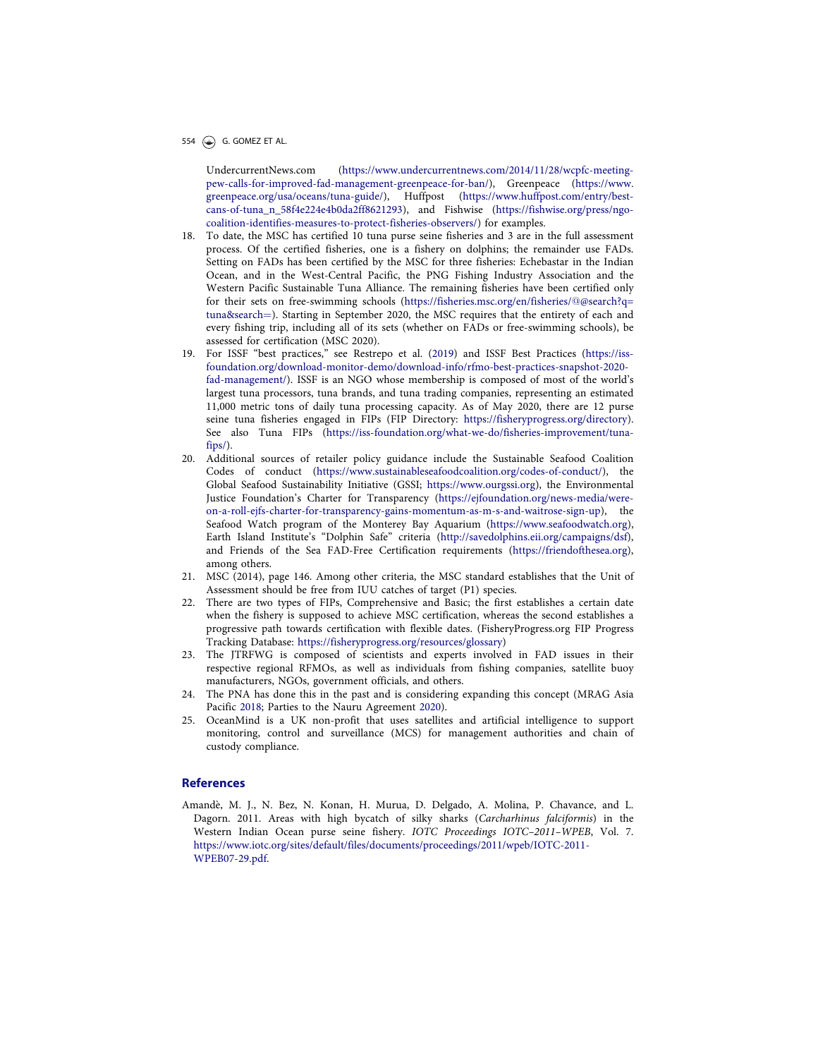UndercurrentNews.com (https://www.undercurrentnews.com/2014/11/28/wcpfc-meeting-pew-calls-for-improved-fad-management-greenpeace-for-ban/), Greenpeace (https://www.greenpeace.org/usa/oceans/tuna-guide/), Huffpost (https://www.huffpost.com/entry/best-cans-of-tuna_n_58f4e224e4b0da2ff8621293), and Fishwise (https://fishwise.org/press/ngo-coalition-identifies-measures-to-protect-fisheries-observers/) for examples.

18. To date, the MSC has certified 10 tuna purse seine fisheries and 3 are in the full assessment process. Of the certified fisheries, one is a fishery on dolphins; the remainder use FADs. Setting on FADs has been certified by the MSC for three fisheries: Echebastar in the Indian Ocean, and in the West-Central Pacific, the PNG Fishing Industry Association and the Western Pacific Sustainable Tuna Alliance. The remaining fisheries have been certified only for their sets on free-swimming schools (https://fisheries.msc.org/en/fisheries/@@search?q=tuna&search=). Starting in September 2020, the MSC requires that the entirety of each and every fishing trip, including all of its sets (whether on FADs or free-swimming schools), be assessed for certification (MSC 2020).
19. For ISSF "best practices," see Restrepo et al. (2019) and ISSF Best Practices (https://iss-foundation.org/download-monitor-demo/download-info/rfmo-best-practices-snapshot-2020-fad-management/). ISSF is an NGO whose membership is composed of most of the world's largest tuna processors, tuna brands, and tuna trading companies, representing an estimated 11,000 metric tons of daily tuna processing capacity. As of May 2020, there are 12 purse seine tuna fisheries engaged in FIPs (FIP Directory: https://fisheryprogress.org/directory). See also Tuna FIPs (https://iss-foundation.org/what-we-do/fisheries-improvement/tuna-fips/).
20. Additional sources of retailer policy guidance include the Sustainable Seafood Coalition Codes of conduct (https://www.sustainableseafoodcoalition.org/codes-of-conduct/), the Global Seafood Sustainability Initiative (GSSI; https://www.ourgssi.org), the Environmental Justice Foundation's Charter for Transparency (https://ejfoundation.org/news-media/were-on-a-roll-ejfs-charter-for-transparency-gains-momentum-as-m-s-and-waitrose-sign-up), the Seafood Watch program of the Monterey Bay Aquarium (https://www.seafoodwatch.org), Earth Island Institute's "Dolphin Safe" criteria (http://savedolphins.eii.org/campaigns/dsf), and Friends of the Sea FAD-Free Certification requirements (https://friendofthesea.org), among others.
21. MSC (2014), page 146. Among other criteria, the MSC standard establishes that the Unit of Assessment should be free from IUU catches of target (P1) species.
22. There are two types of FIPs, Comprehensive and Basic; the first establishes a certain date when the fishery is supposed to achieve MSC certification, whereas the second establishes a progressive path towards certification with flexible dates. (FisheryProgress.org FIP Progress Tracking Database: https://fisheryprogress.org/resources/glossary)
23. The JTRFWG is composed of scientists and experts involved in FAD issues in their respective regional RFMOs, as well as individuals from fishing companies, satellite buoy manufacturers, NGOs, government officials, and others.
24. The PNA has done this in the past and is considering expanding this concept (MRAG Asia Pacific 2018; Parties to the Nauru Agreement 2020).
25. OceanMind is a UK non-profit that uses satellites and artificial intelligence to support monitoring, control and surveillance (MCS) for management authorities and chain of custody compliance.

## References

Amandè, M. J., N. Bez, N. Konan, H. Murua, D. Delgado, A. Molina, P. Chavance, and L. Dagorn. 2011. Areas with high bycatch of silky sharks (*Carcharhinus falciformis*) in the Western Indian Ocean purse seine fishery. *IOTC Proceedings IOTC–2011–WPEB*, Vol. 7. https://www.iotc.org/sites/default/files/documents/proceedings/2011/wpeb/IOTC-2011-WPEB07-29.pdf.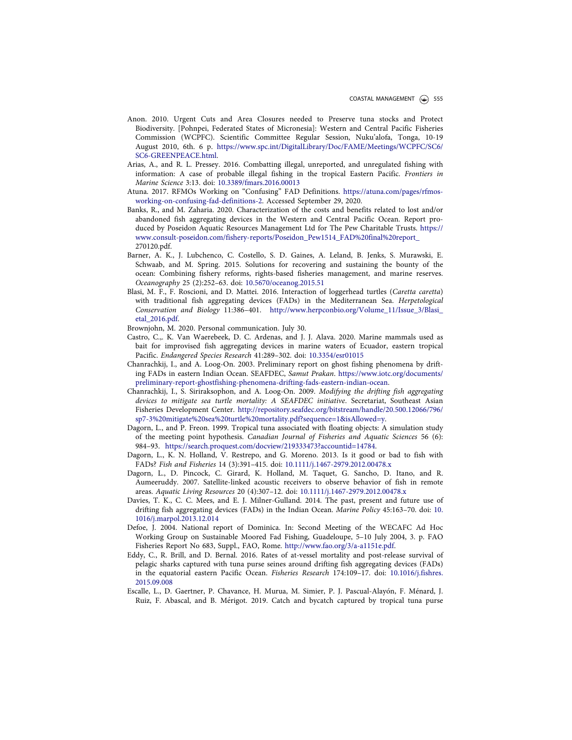Anon. 2010. Urgent Cuts and Area Closures needed to Preserve tuna stocks and Protect Biodiversity. [Pohnpei, Federated States of Micronesia]: Western and Central Pacific Fisheries Commission (WCPFC). Scientific Committee Regular Session, Nuku'alofa, Tonga, 10-19 August 2010, 6th. 6 p. https://www.spc.int/DigitalLibrary/Doc/FAME/Meetings/WCPFC/SC6/SC6-GREENPEACE.html.

Arias, A., and R. L. Pressey. 2016. Combatting illegal, unreported, and unregulated fishing with information: A case of probable illegal fishing in the tropical Eastern Pacific. *Frontiers in Marine Science* 3:13. doi: 10.3389/fmars.2016.00013

Atuna. 2017. RFMOs Working on "Confusing" FAD Definitions. https://atuna.com/pages/rfmos-working-on-confusing-fad-definitions-2. Accessed September 29, 2020.

Banks, R., and M. Zaharia. 2020. Characterization of the costs and benefits related to lost and/or abandoned fish aggregating devices in the Western and Central Pacific Ocean. Report produced by Poseidon Aquatic Resources Management Ltd for The Pew Charitable Trusts. https://www.consult-poseidon.com/fishery-reports/Poseidon_Pew1514_FAD%20final%20report_270120.pdf.

Barner, A. K., J. Lubchenco, C. Costello, S. D. Gaines, A. Leland, B. Jenks, S. Murawski, E. Schwaab, and M. Spring. 2015. Solutions for recovering and sustaining the bounty of the ocean: Combining fishery reforms, rights-based fisheries management, and marine reserves. *Oceanography* 25 (2):252–63. doi: 10.5670/oceanog.2015.51

Blasi, M. F., F. Roscioni, and D. Mattei. 2016. Interaction of loggerhead turtles (*Caretta caretta*) with traditional fish aggregating devices (FADs) in the Mediterranean Sea. *Herpetological Conservation and Biology* 11:386–401. http://www.herpconbio.org/Volume_11/Issue_3/Blasi_etal_2016.pdf.

Brownjohn, M. 2020. Personal communication. July 30.

Castro, C.,. K. Van Waerebeek, D. C. Ardenas, and J. J. Alava. 2020. Marine mammals used as bait for improvised fish aggregating devices in marine waters of Ecuador, eastern tropical Pacific. *Endangered Species Research* 41:289–302. doi: 10.3354/esr01015

Chanrachkij, I., and A. Loog-On. 2003. Preliminary report on ghost fishing phenomena by drifting FADs in eastern Indian Ocean. SEAFDEC, *Samut Prakan*. https://www.iotc.org/documents/preliminary-report-ghostfishing-phenomena-drifting-fads-eastern-indian-ocean.

Chanrachkij, I., S. Siriraksophon, and A. Loog-On. 2009. *Modifying the drifting fish aggregating devices to mitigate sea turtle mortality: A SEAFDEC initiative*. Secretariat, Southeast Asian Fisheries Development Center. http://repository.seafdec.org/bitstream/handle/20.500.12066/796/sp7-3%20mitigate%20sea%20turtle%20mortality.pdf?sequence=1&isAllowed=y.

Dagorn, L., and P. Freon. 1999. Tropical tuna associated with floating objects: A simulation study of the meeting point hypothesis. *Canadian Journal of Fisheries and Aquatic Sciences* 56 (6):984–93. https://search.proquest.com/docview/219333473?accountid=14784.

Dagorn, L., K. N. Holland, V. Restrepo, and G. Moreno. 2013. Is it good or bad to fish with FADs? *Fish and Fisheries* 14 (3):391–415. doi: 10.1111/j.1467-2979.2012.00478.x

Dagorn, L., D. Pincock, C. Girard, K. Holland, M. Taquet, G. Sancho, D. Itano, and R. Aumeeruddy. 2007. Satellite-linked acoustic receivers to observe behavior of fish in remote areas. *Aquatic Living Resources* 20 (4):307–12. doi: 10.1111/j.1467-2979.2012.00478.x

Davies, T. K., C. C. Mees, and E. J. Milner-Gulland. 2014. The past, present and future use of drifting fish aggregating devices (FADs) in the Indian Ocean. *Marine Policy* 45:163–70. doi: 10.1016/j.marpol.2013.12.014

Defoe, J. 2004. National report of Dominica. In: Second Meeting of the WECAFC Ad Hoc Working Group on Sustainable Moored Fad Fishing, Guadeloupe, 5–10 July 2004, 3. p. FAO Fisheries Report No 683, Suppl., FAO, Rome. http://www.fao.org/3/a-a1151e.pdf.

Eddy, C., R. Brill, and D. Bernal. 2016. Rates of at-vessel mortality and post-release survival of pelagic sharks captured with tuna purse seines around drifting fish aggregating devices (FADs) in the equatorial eastern Pacific Ocean. *Fisheries Research* 174:109–17. doi: 10.1016/j.fishres.2015.09.008

Escalle, L., D. Gaertner, P. Chavance, H. Murua, M. Simier, P. J. Pascual-Alayón, F. Ménard, J. Ruiz, F. Abascal, and B. Mérigot. 2019. Catch and bycatch captured by tropical tuna purse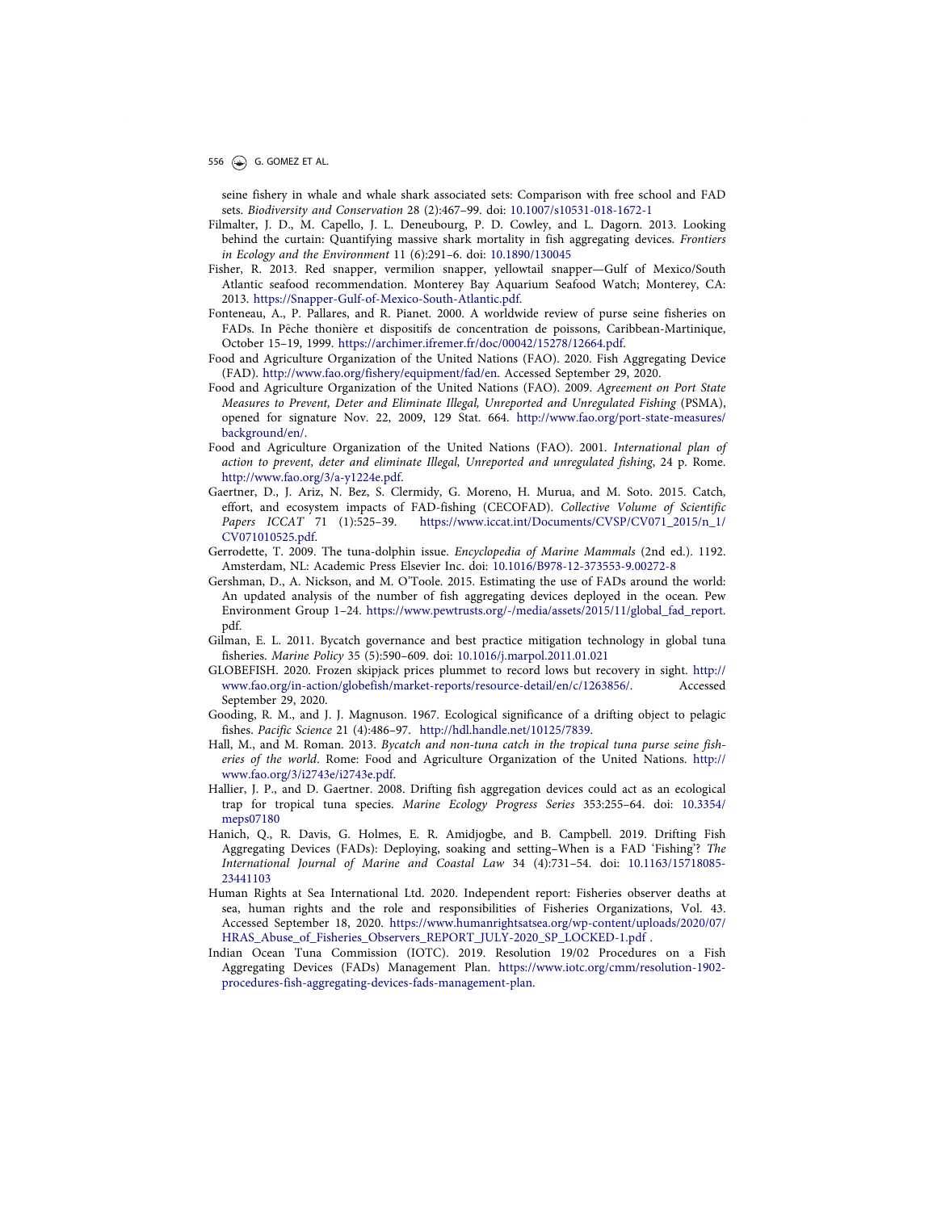seine fishery in whale and whale shark associated sets: Comparison with free school and FAD sets. *Biodiversity and Conservation* 28 (2):467–99. doi: 10.1007/s10531-018-1672-1

Filmalter, J. D., M. Capello, J. L. Deneubourg, P. D. Cowley, and L. Dagorn. 2013. Looking behind the curtain: Quantifying massive shark mortality in fish aggregating devices. *Frontiers in Ecology and the Environment* 11 (6):291–6. doi: 10.1890/130045

Fisher, R. 2013. Red snapper, vermilion snapper, yellowtail snapper—Gulf of Mexico/South Atlantic seafood recommendation. Monterey Bay Aquarium Seafood Watch; Monterey, CA: 2013. https://Snapper-Gulf-of-Mexico-South-Atlantic.pdf.

Fonteneau, A., P. Pallares, and R. Pianet. 2000. A worldwide review of purse seine fisheries on FADs. In Pêche thonière et dispositifs de concentration de poissons, Caribbean-Martinique, October 15–19, 1999. https://archimer.ifremer.fr/doc/00042/15278/12664.pdf.

Food and Agriculture Organization of the United Nations (FAO). 2020. Fish Aggregating Device (FAD). http://www.fao.org/fishery/equipment/fad/en. Accessed September 29, 2020.

Food and Agriculture Organization of the United Nations (FAO). 2009. *Agreement on Port State Measures to Prevent, Deter and Eliminate Illegal, Unreported and Unregulated Fishing* (PSMA), opened for signature Nov. 22, 2009, 129 Stat. 664. http://www.fao.org/port-state-measures/background/en/.

Food and Agriculture Organization of the United Nations (FAO). 2001. *International plan of action to prevent, deter and eliminate Illegal, Unreported and unregulated fishing*, 24 p. Rome. http://www.fao.org/3/a-y1224e.pdf.

Gaertner, D., J. Ariz, N. Bez, S. Clermidy, G. Moreno, H. Murua, and M. Soto. 2015. Catch, effort, and ecosystem impacts of FAD-fishing (CECOFAD). *Collective Volume of Scientific Papers ICCAT* 71 (1):525–39. https://www.iccat.int/Documents/CVSP/CV071_2015/n_1/CV071010525.pdf.

Gerrodette, T. 2009. The tuna-dolphin issue. *Encyclopedia of Marine Mammals* (2nd ed.). 1192. Amsterdam, NL: Academic Press Elsevier Inc. doi: 10.1016/B978-12-373553-9.00272-8

Gershman, D., A. Nickson, and M. O'Toole. 2015. Estimating the use of FADs around the world: An updated analysis of the number of fish aggregating devices deployed in the ocean. Pew Environment Group 1–24. https://www.pewtrusts.org/-/media/assets/2015/11/global_fad_report.pdf.

Gilman, E. L. 2011. Bycatch governance and best practice mitigation technology in global tuna fisheries. *Marine Policy* 35 (5):590–609. doi: 10.1016/j.marpol.2011.01.021

GLOBEFISH. 2020. Frozen skipjack prices plummet to record lows but recovery in sight. http://www.fao.org/in-action/globefish/market-reports/resource-detail/en/c/1263856/. Accessed September 29, 2020.

Gooding, R. M., and J. J. Magnuson. 1967. Ecological significance of a drifting object to pelagic fishes. *Pacific Science* 21 (4):486–97. http://hdl.handle.net/10125/7839.

Hall, M., and M. Roman. 2013. *Bycatch and non-tuna catch in the tropical tuna purse seine fisheries of the world*. Rome: Food and Agriculture Organization of the United Nations. http://www.fao.org/3/i2743e/i2743e.pdf.

Hallier, J. P., and D. Gaertner. 2008. Drifting fish aggregation devices could act as an ecological trap for tropical tuna species. *Marine Ecology Progress Series* 353:255–64. doi: 10.3354/meps07180

Hanich, Q., R. Davis, G. Holmes, E. R. Amidjogbe, and B. Campbell. 2019. Drifting Fish Aggregating Devices (FADs): Deploying, soaking and setting–When is a FAD 'Fishing'? *The International Journal of Marine and Coastal Law* 34 (4):731–54. doi: 10.1163/15718085-23441103

Human Rights at Sea International Ltd. 2020. Independent report: Fisheries observer deaths at sea, human rights and the role and responsibilities of Fisheries Organizations, Vol. 43. Accessed September 18, 2020. https://www.humanrightsatsea.org/wp-content/uploads/2020/07/HRAS_Abuse_of_Fisheries_Observers_REPORT_JULY-2020_SP_LOCKED-1.pdf .

Indian Ocean Tuna Commission (IOTC). 2019. Resolution 19/02 Procedures on a Fish Aggregating Devices (FADs) Management Plan. https://www.iotc.org/cmm/resolution-1902-procedures-fish-aggregating-devices-fads-management-plan.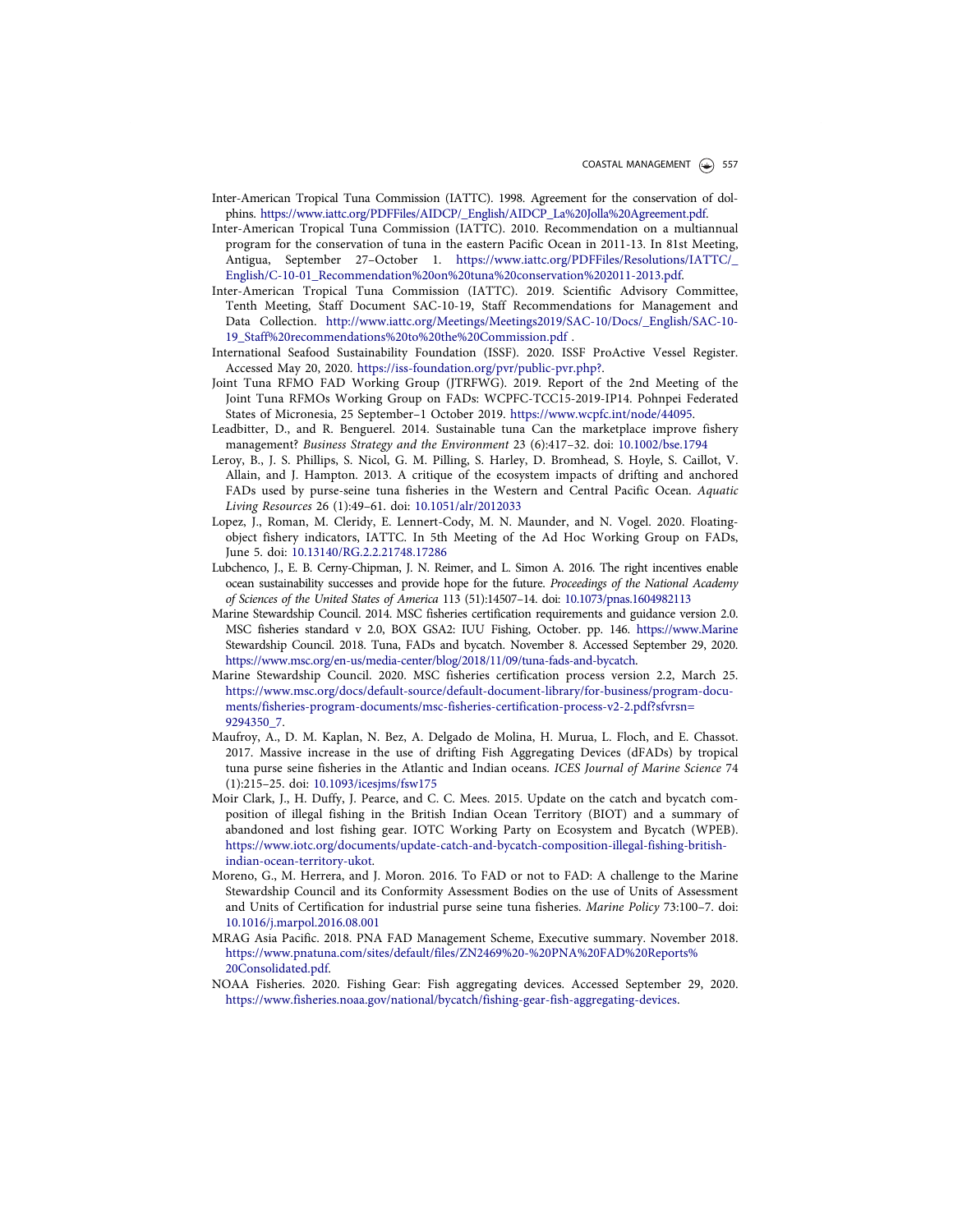Inter-American Tropical Tuna Commission (IATTC). 1998. Agreement for the conservation of dolphins. https://www.iattc.org/PDFFiles/AIDCP/_English/AIDCP_La%20Jolla%20Agreement.pdf.

Inter-American Tropical Tuna Commission (IATTC). 2010. Recommendation on a multiannual program for the conservation of tuna in the eastern Pacific Ocean in 2011-13. In 81st Meeting, Antigua, September 27–October 1. https://www.iattc.org/PDFFiles/Resolutions/IATTC/_English/C-10-01_Recommendation%20on%20tuna%20conservation%202011-2013.pdf.

Inter-American Tropical Tuna Commission (IATTC). 2019. Scientific Advisory Committee, Tenth Meeting, Staff Document SAC-10-19, Staff Recommendations for Management and Data Collection. http://www.iattc.org/Meetings/Meetings2019/SAC-10/Docs/_English/SAC-10-19_Staff%20recommendations%20to%20the%20Commission.pdf .

International Seafood Sustainability Foundation (ISSF). 2020. ISSF ProActive Vessel Register. Accessed May 20, 2020. https://iss-foundation.org/pvr/public-pvr.php?.

Joint Tuna RFMO FAD Working Group (JTRFWG). 2019. Report of the 2nd Meeting of the Joint Tuna RFMOs Working Group on FADs: WCPFC-TCC15-2019-IP14. Pohnpei Federated States of Micronesia, 25 September–1 October 2019. https://www.wcpfc.int/node/44095.

Leadbitter, D., and R. Benguerel. 2014. Sustainable tuna Can the marketplace improve fishery management? *Business Strategy and the Environment* 23 (6):417–32. doi: 10.1002/bse.1794

Leroy, B., J. S. Phillips, S. Nicol, G. M. Pilling, S. Harley, D. Bromhead, S. Hoyle, S. Caillot, V. Allain, and J. Hampton. 2013. A critique of the ecosystem impacts of drifting and anchored FADs used by purse-seine tuna fisheries in the Western and Central Pacific Ocean. *Aquatic Living Resources* 26 (1):49–61. doi: 10.1051/alr/2012033

Lopez, J., Roman, M. Cleridy, E. Lennert-Cody, M. N. Maunder, and N. Vogel. 2020. Floating-object fishery indicators, IATTC. In 5th Meeting of the Ad Hoc Working Group on FADs, June 5. doi: 10.13140/RG.2.2.21748.17286

Lubchenco, J., E. B. Cerny-Chipman, J. N. Reimer, and L. Simon A. 2016. The right incentives enable ocean sustainability successes and provide hope for the future. *Proceedings of the National Academy of Sciences of the United States of America* 113 (51):14507–14. doi: 10.1073/pnas.1604982113

Marine Stewardship Council. 2014. MSC fisheries certification requirements and guidance version 2.0. MSC fisheries standard v 2.0, BOX GSA2: IUU Fishing, October. pp. 146. https://www.Marine Stewardship Council. 2018. Tuna, FADs and bycatch. November 8. Accessed September 29, 2020. https://www.msc.org/en-us/media-center/blog/2018/11/09/tuna-fads-and-bycatch.

Marine Stewardship Council. 2020. MSC fisheries certification process version 2.2, March 25. https://www.msc.org/docs/default-source/default-document-library/for-business/program-documents/fisheries-program-documents/msc-fisheries-certification-process-v2-2.pdf?sfvrsn=9294350_7.

Maufroy, A., D. M. Kaplan, N. Bez, A. Delgado de Molina, H. Murua, L. Floch, and E. Chassot. 2017. Massive increase in the use of drifting Fish Aggregating Devices (dFADs) by tropical tuna purse seine fisheries in the Atlantic and Indian oceans. *ICES Journal of Marine Science* 74 (1):215–25. doi: 10.1093/icesjms/fsw175

Moir Clark, J., H. Duffy, J. Pearce, and C. C. Mees. 2015. Update on the catch and bycatch composition of illegal fishing in the British Indian Ocean Territory (BIOT) and a summary of abandoned and lost fishing gear. IOTC Working Party on Ecosystem and Bycatch (WPEB). https://www.iotc.org/documents/update-catch-and-bycatch-composition-illegal-fishing-british-indian-ocean-territory-ukot.

Moreno, G., M. Herrera, and J. Moron. 2016. To FAD or not to FAD: A challenge to the Marine Stewardship Council and its Conformity Assessment Bodies on the use of Units of Assessment and Units of Certification for industrial purse seine tuna fisheries. *Marine Policy* 73:100–7. doi: 10.1016/j.marpol.2016.08.001

MRAG Asia Pacific. 2018. PNA FAD Management Scheme, Executive summary. November 2018. https://www.pnatuna.com/sites/default/files/ZN2469%20-%20PNA%20FAD%20Reports%20Consolidated.pdf.

NOAA Fisheries. 2020. Fishing Gear: Fish aggregating devices. Accessed September 29, 2020. https://www.fisheries.noaa.gov/national/bycatch/fishing-gear-fish-aggregating-devices.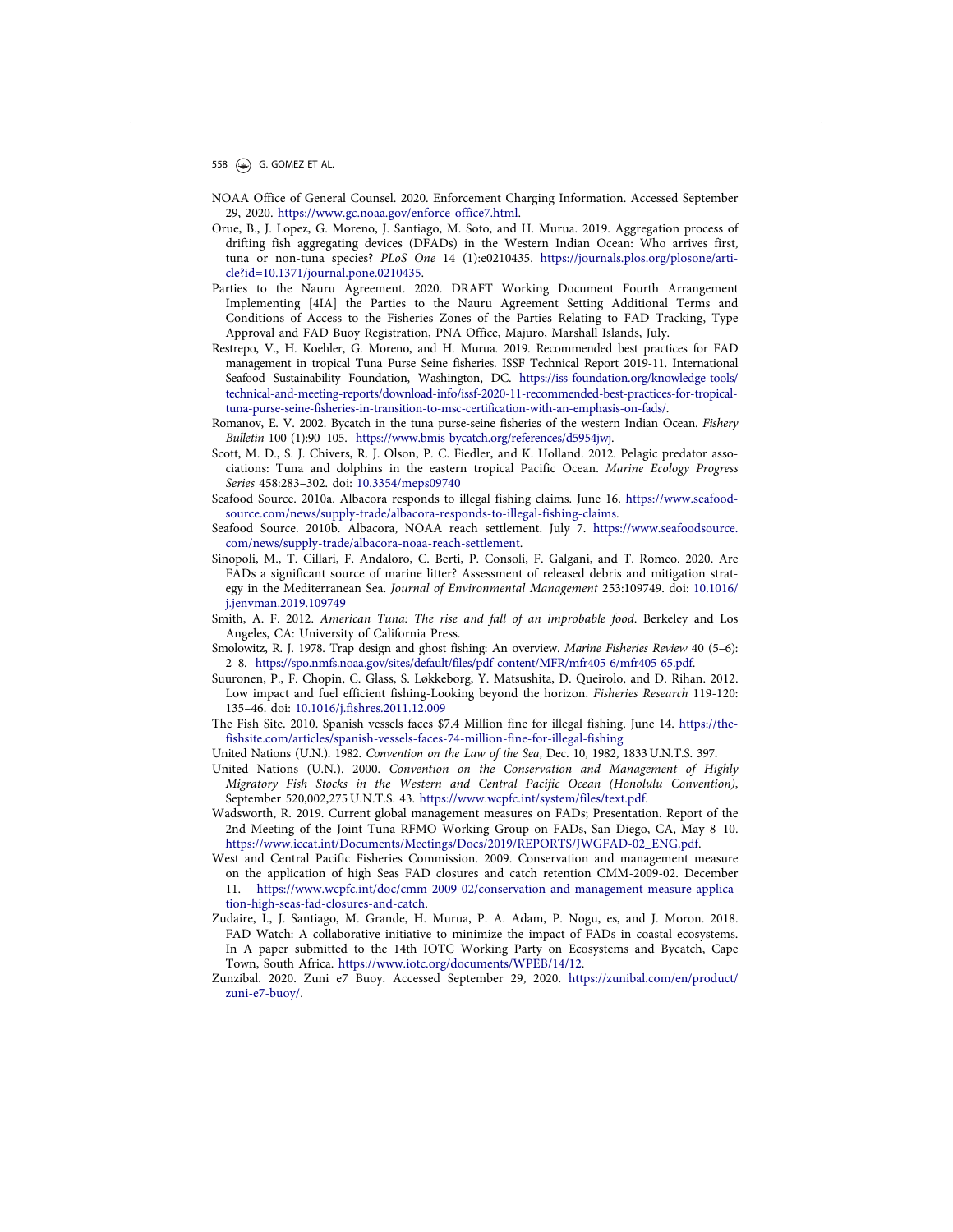NOAA Office of General Counsel. 2020. Enforcement Charging Information. Accessed September 29, 2020. https://www.gc.noaa.gov/enforce-office7.html.

Orue, B., J. Lopez, G. Moreno, J. Santiago, M. Soto, and H. Murua. 2019. Aggregation process of drifting fish aggregating devices (DFADs) in the Western Indian Ocean: Who arrives first, tuna or non-tuna species? *PLoS One* 14 (1):e0210435. https://journals.plos.org/plosone/article?id=10.1371/journal.pone.0210435.

Parties to the Nauru Agreement. 2020. DRAFT Working Document Fourth Arrangement Implementing [4IA] the Parties to the Nauru Agreement Setting Additional Terms and Conditions of Access to the Fisheries Zones of the Parties Relating to FAD Tracking, Type Approval and FAD Buoy Registration, PNA Office, Majuro, Marshall Islands, July.

Restrepo, V., H. Koehler, G. Moreno, and H. Murua. 2019. Recommended best practices for FAD management in tropical Tuna Purse Seine fisheries. ISSF Technical Report 2019-11. International Seafood Sustainability Foundation, Washington, DC. https://iss-foundation.org/knowledge-tools/technical-and-meeting-reports/download-info/issf-2020-11-recommended-best-practices-for-tropical-tuna-purse-seine-fisheries-in-transition-to-msc-certification-with-an-emphasis-on-fads/.

Romanov, E. V. 2002. Bycatch in the tuna purse-seine fisheries of the western Indian Ocean. *Fishery Bulletin* 100 (1):90–105. https://www.bmis-bycatch.org/references/d5954jwj.

Scott, M. D., S. J. Chivers, R. J. Olson, P. C. Fiedler, and K. Holland. 2012. Pelagic predator associations: Tuna and dolphins in the eastern tropical Pacific Ocean. *Marine Ecology Progress Series* 458:283–302. doi: 10.3354/meps09740

Seafood Source. 2010a. Albacora responds to illegal fishing claims. June 16. https://www.seafoodsource.com/news/supply-trade/albacora-responds-to-illegal-fishing-claims.

Seafood Source. 2010b. Albacora, NOAA reach settlement. July 7. https://www.seafoodsource.com/news/supply-trade/albacora-noaa-reach-settlement.

Sinopoli, M., T. Cillari, F. Andaloro, C. Berti, P. Consoli, F. Galgani, and T. Romeo. 2020. Are FADs a significant source of marine litter? Assessment of released debris and mitigation strategy in the Mediterranean Sea. *Journal of Environmental Management* 253:109749. doi: 10.1016/j.jenvman.2019.109749

Smith, A. F. 2012. *American Tuna: The rise and fall of an improbable food*. Berkeley and Los Angeles, CA: University of California Press.

Smolowitz, R. J. 1978. Trap design and ghost fishing: An overview. *Marine Fisheries Review* 40 (5–6): 2–8. https://spo.nmfs.noaa.gov/sites/default/files/pdf-content/MFR/mfr405-6/mfr405-65.pdf.

Suuronen, P., F. Chopin, C. Glass, S. Løkkeborg, Y. Matsushita, D. Queirolo, and D. Rihan. 2012. Low impact and fuel efficient fishing-Looking beyond the horizon. *Fisheries Research* 119-120: 135–46. doi: 10.1016/j.fishres.2011.12.009

The Fish Site. 2010. Spanish vessels faces $7.4 Million fine for illegal fishing. June 14. https://thefishsite.com/articles/spanish-vessels-faces-74-million-fine-for-illegal-fishing

United Nations (U.N.). 1982. *Convention on the Law of the Sea*, Dec. 10, 1982, 1833 U.N.T.S. 397.

United Nations (U.N.). 2000. *Convention on the Conservation and Management of Highly Migratory Fish Stocks in the Western and Central Pacific Ocean (Honolulu Convention)*, September 520,002,275 U.N.T.S. 43. https://www.wcpfc.int/system/files/text.pdf.

Wadsworth, R. 2019. Current global management measures on FADs; Presentation. Report of the 2nd Meeting of the Joint Tuna RFMO Working Group on FADs, San Diego, CA, May 8–10. https://www.iccat.int/Documents/Meetings/Docs/2019/REPORTS/JWGFAD-02_ENG.pdf.

West and Central Pacific Fisheries Commission. 2009. Conservation and management measure on the application of high Seas FAD closures and catch retention CMM-2009-02. December 11. https://www.wcpfc.int/doc/cmm-2009-02/conservation-and-management-measure-application-high-seas-fad-closures-and-catch.

Zudaire, I., J. Santiago, M. Grande, H. Murua, P. A. Adam, P. Nogu, es, and J. Moron. 2018. FAD Watch: A collaborative initiative to minimize the impact of FADs in coastal ecosystems. In A paper submitted to the 14th IOTC Working Party on Ecosystems and Bycatch, Cape Town, South Africa. https://www.iotc.org/documents/WPEB/14/12.

Zunzibal. 2020. Zuni e7 Buoy. Accessed September 29, 2020. https://zunibal.com/en/product/zuni-e7-buoy/.